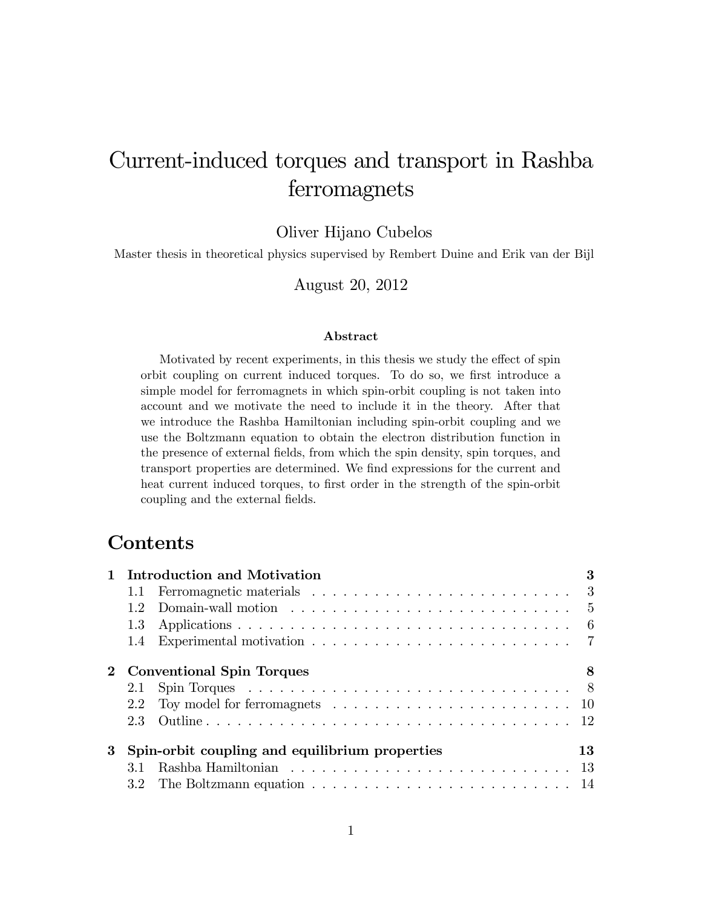# Current-induced torques and transport in Rashba ferromagnets

Oliver Hijano Cubelos

Master thesis in theoretical physics supervised by Rembert Duine and Erik van der Bijl

August 20, 2012

### Abstract

Motivated by recent experiments, in this thesis we study the effect of spin orbit coupling on current induced torques. To do so, we first introduce a simple model for ferromagnets in which spin-orbit coupling is not taken into account and we motivate the need to include it in the theory. After that we introduce the Rashba Hamiltonian including spin-orbit coupling and we use the Boltzmann equation to obtain the electron distribution function in the presence of external fields, from which the spin density, spin torques, and transport properties are determined. We find expressions for the current and heat current induced torques, to first order in the strength of the spin-orbit coupling and the external fields.

## Contents

**1 Introduction and Motivation** — **3**
- 1.1 Ferromagnetic materials — 3
- 1.2 Domain-wall motion — 5
- 1.3 Applications — 6
- 1.4 Experimental motivation — 7

**2 Conventional Spin Torques** — **8**
- 2.1 Spin Torques — 8
- 2.2 Toy model for ferromagnets — 10
- 2.3 Outline — 12

**3 Spin-orbit coupling and equilibrium properties** — **13**
- 3.1 Rashba Hamiltonian — 13
- 3.2 The Boltzmann equation — 14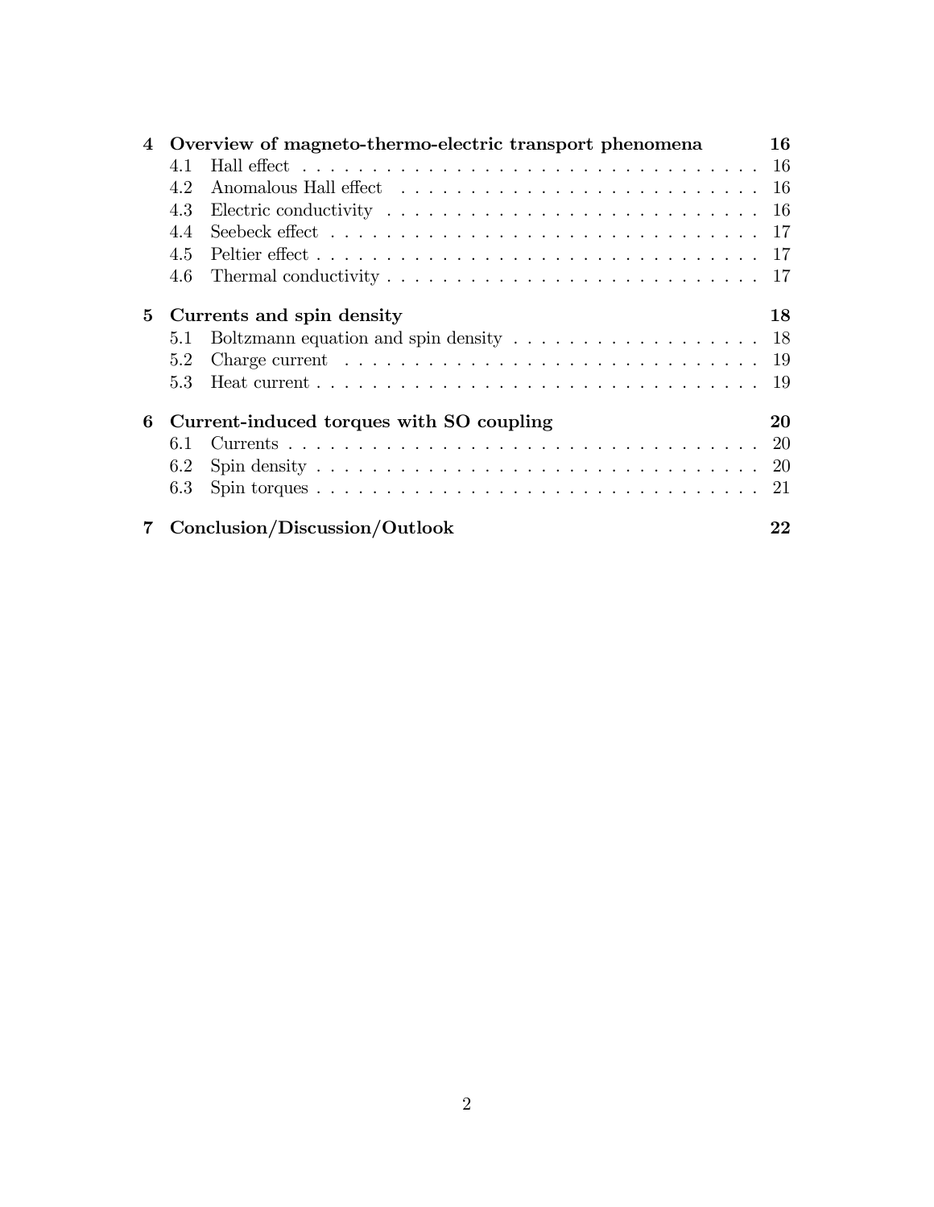**4 Overview of magneto-thermo-electric transport phenomena** 16

- 4.1 Hall effect . . . . . . . . . . . . . . . . . . . . . . . . . . . . . . . . . . 16
- 4.2 Anomalous Hall effect . . . . . . . . . . . . . . . . . . . . . . . . . . 16
- 4.3 Electric conductivity . . . . . . . . . . . . . . . . . . . . . . . . . . . 16
- 4.4 Seebeck effect . . . . . . . . . . . . . . . . . . . . . . . . . . . . . . . 17
- 4.5 Peltier effect . . . . . . . . . . . . . . . . . . . . . . . . . . . . . . . . 17
- 4.6 Thermal conductivity . . . . . . . . . . . . . . . . . . . . . . . . . . . 17

**5 Currents and spin density** 18

- 5.1 Boltzmann equation and spin density . . . . . . . . . . . . . . . . . . 18
- 5.2 Charge current . . . . . . . . . . . . . . . . . . . . . . . . . . . . . . 19
- 5.3 Heat current . . . . . . . . . . . . . . . . . . . . . . . . . . . . . . . 19

**6 Current-induced torques with SO coupling** 20

- 6.1 Currents . . . . . . . . . . . . . . . . . . . . . . . . . . . . . . . . . . 20
- 6.2 Spin density . . . . . . . . . . . . . . . . . . . . . . . . . . . . . . . . 20
- 6.3 Spin torques . . . . . . . . . . . . . . . . . . . . . . . . . . . . . . . . 21

**7 Conclusion/Discussion/Outlook** 22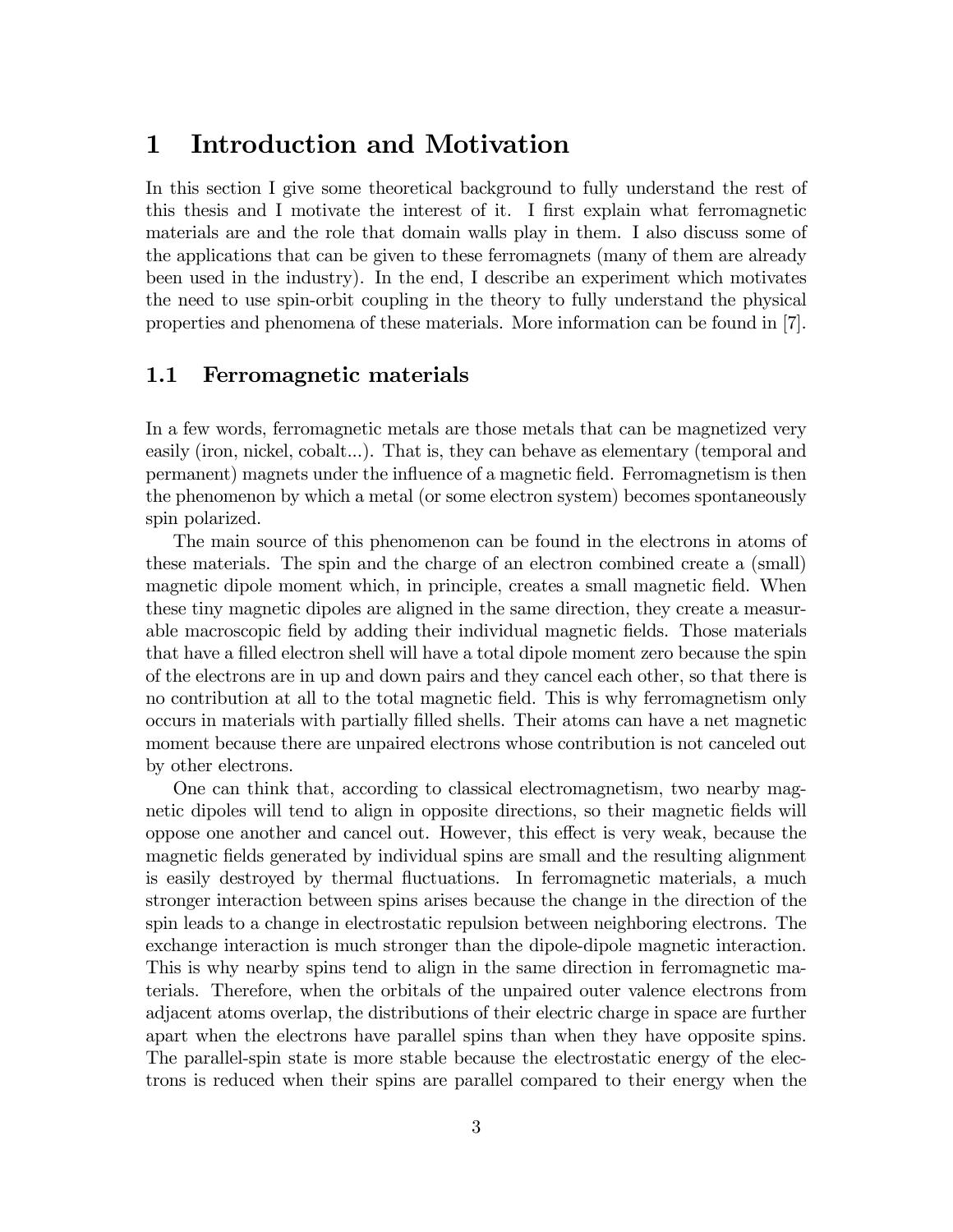# 1 Introduction and Motivation

In this section I give some theoretical background to fully understand the rest of this thesis and I motivate the interest of it. I first explain what ferromagnetic materials are and the role that domain walls play in them. I also discuss some of the applications that can be given to these ferromagnets (many of them are already been used in the industry). In the end, I describe an experiment which motivates the need to use spin-orbit coupling in the theory to fully understand the physical properties and phenomena of these materials. More information can be found in [7].

## 1.1 Ferromagnetic materials

In a few words, ferromagnetic metals are those metals that can be magnetized very easily (iron, nickel, cobalt...). That is, they can behave as elementary (temporal and permanent) magnets under the influence of a magnetic field. Ferromagnetism is then the phenomenon by which a metal (or some electron system) becomes spontaneously spin polarized.

The main source of this phenomenon can be found in the electrons in atoms of these materials. The spin and the charge of an electron combined create a (small) magnetic dipole moment which, in principle, creates a small magnetic field. When these tiny magnetic dipoles are aligned in the same direction, they create a measurable macroscopic field by adding their individual magnetic fields. Those materials that have a filled electron shell will have a total dipole moment zero because the spin of the electrons are in up and down pairs and they cancel each other, so that there is no contribution at all to the total magnetic field. This is why ferromagnetism only occurs in materials with partially filled shells. Their atoms can have a net magnetic moment because there are unpaired electrons whose contribution is not canceled out by other electrons.

One can think that, according to classical electromagnetism, two nearby magnetic dipoles will tend to align in opposite directions, so their magnetic fields will oppose one another and cancel out. However, this effect is very weak, because the magnetic fields generated by individual spins are small and the resulting alignment is easily destroyed by thermal fluctuations. In ferromagnetic materials, a much stronger interaction between spins arises because the change in the direction of the spin leads to a change in electrostatic repulsion between neighboring electrons. The exchange interaction is much stronger than the dipole-dipole magnetic interaction. This is why nearby spins tend to align in the same direction in ferromagnetic materials. Therefore, when the orbitals of the unpaired outer valence electrons from adjacent atoms overlap, the distributions of their electric charge in space are further apart when the electrons have parallel spins than when they have opposite spins. The parallel-spin state is more stable because the electrostatic energy of the electrons is reduced when their spins are parallel compared to their energy when the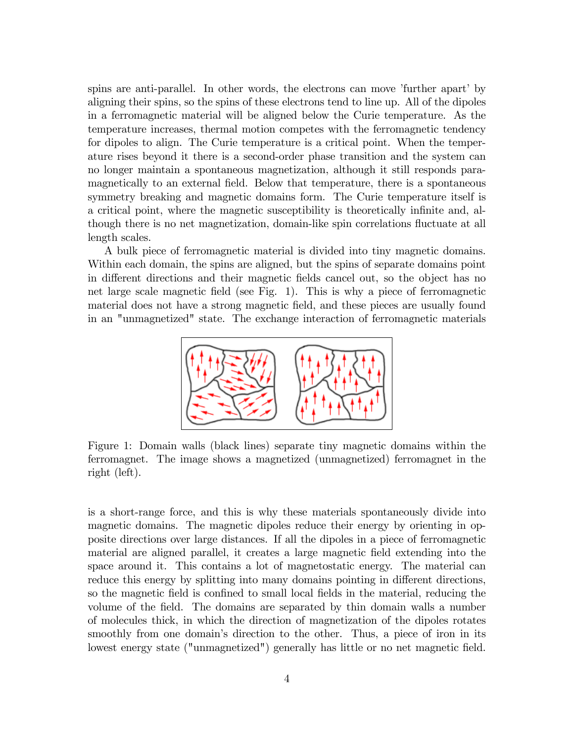spins are anti-parallel. In other words, the electrons can move 'further apart' by aligning their spins, so the spins of these electrons tend to line up. All of the dipoles in a ferromagnetic material will be aligned below the Curie temperature. As the temperature increases, thermal motion competes with the ferromagnetic tendency for dipoles to align. The Curie temperature is a critical point. When the temperature rises beyond it there is a second-order phase transition and the system can no longer maintain a spontaneous magnetization, although it still responds paramagnetically to an external field. Below that temperature, there is a spontaneous symmetry breaking and magnetic domains form. The Curie temperature itself is a critical point, where the magnetic susceptibility is theoretically infinite and, although there is no net magnetization, domain-like spin correlations fluctuate at all length scales.

A bulk piece of ferromagnetic material is divided into tiny magnetic domains. Within each domain, the spins are aligned, but the spins of separate domains point in different directions and their magnetic fields cancel out, so the object has no net large scale magnetic field (see Fig. 1). This is why a piece of ferromagnetic material does not have a strong magnetic field, and these pieces are usually found in an "unmagnetized" state. The exchange interaction of ferromagnetic materials is a short-range force, and this is why these materials spontaneously divide into magnetic domains. The magnetic dipoles reduce their energy by orienting in opposite directions over large distances. If all the dipoles in a piece of ferromagnetic material are aligned parallel, it creates a large magnetic field extending into the space around it. This contains a lot of magnetostatic energy. The material can reduce this energy by splitting into many domains pointing in different directions, so the magnetic field is confined to small local fields in the material, reducing the volume of the field. The domains are separated by thin domain walls a number of molecules thick, in which the direction of magnetization of the dipoles rotates smoothly from one domain's direction to the other. Thus, a piece of iron in its lowest energy state ("unmagnetized") generally has little or no net magnetic field.

Figure 1: Domain walls (black lines) separate tiny magnetic domains within the ferromagnet. The image shows a magnetized (unmagnetized) ferromagnet in the right (left).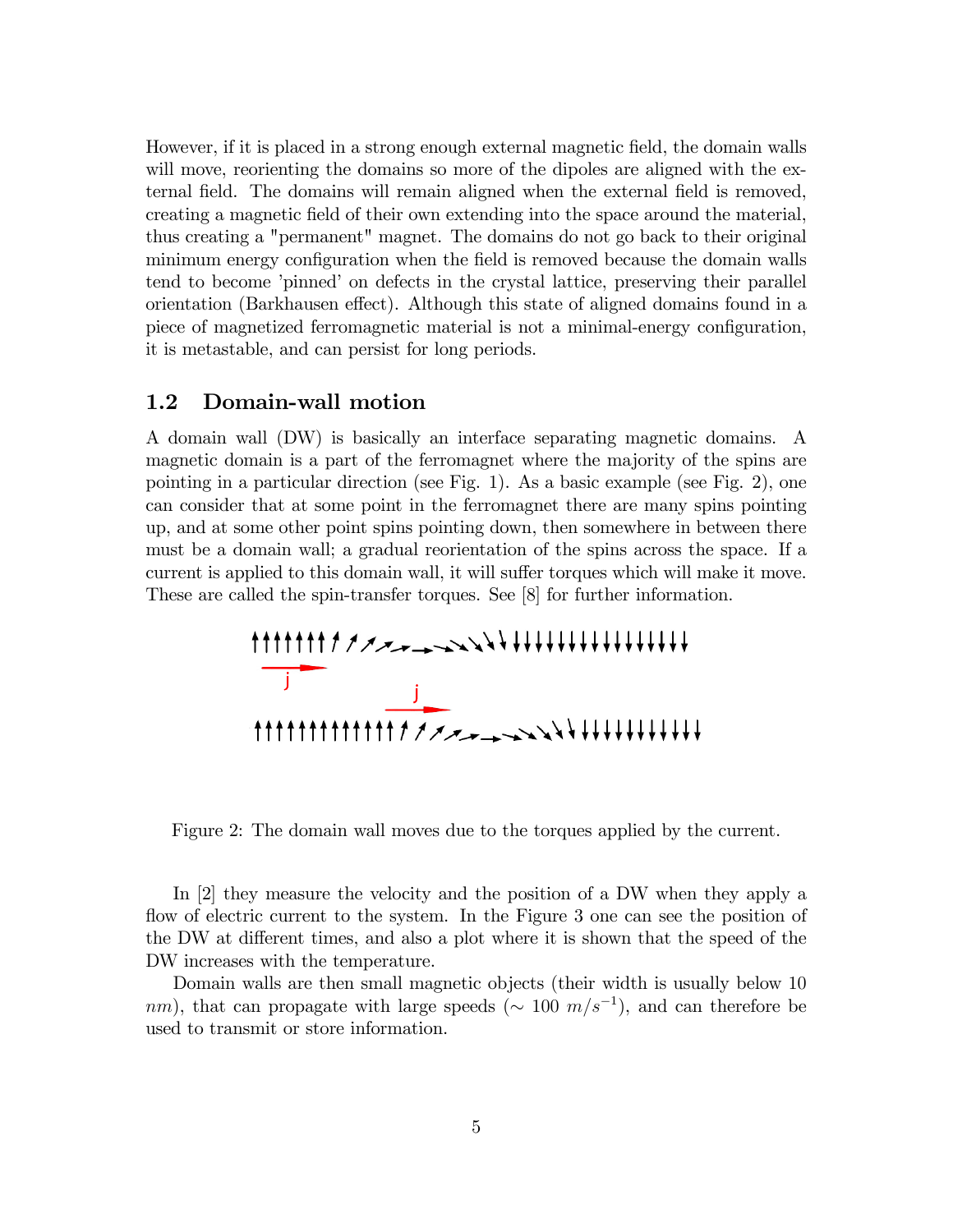However, if it is placed in a strong enough external magnetic field, the domain walls will move, reorienting the domains so more of the dipoles are aligned with the external field. The domains will remain aligned when the external field is removed, creating a magnetic field of their own extending into the space around the material, thus creating a "permanent" magnet. The domains do not go back to their original minimum energy configuration when the field is removed because the domain walls tend to become 'pinned' on defects in the crystal lattice, preserving their parallel orientation (Barkhausen effect). Although this state of aligned domains found in a piece of magnetized ferromagnetic material is not a minimal-energy configuration, it is metastable, and can persist for long periods.

## 1.2 Domain-wall motion

A domain wall (DW) is basically an interface separating magnetic domains. A magnetic domain is a part of the ferromagnet where the majority of the spins are pointing in a particular direction (see Fig. 1). As a basic example (see Fig. 2), one can consider that at some point in the ferromagnet there are many spins pointing up, and at some other point spins pointing down, then somewhere in between there must be a domain wall; a gradual reorientation of the spins across the space. If a current is applied to this domain wall, it will suffer torques which will make it move. These are called the spin-transfer torques. See [8] for further information.

j

j

Figure 2: The domain wall moves due to the torques applied by the current.

In [2] they measure the velocity and the position of a DW when they apply a flow of electric current to the system. In the Figure 3 one can see the position of the DW at different times, and also a plot where it is shown that the speed of the DW increases with the temperature.

Domain walls are then small magnetic objects (their width is usually below 10 $nm$), that can propagate with large speeds ($\sim$ 100 $m/s^{-1}$), and can therefore be used to transmit or store information.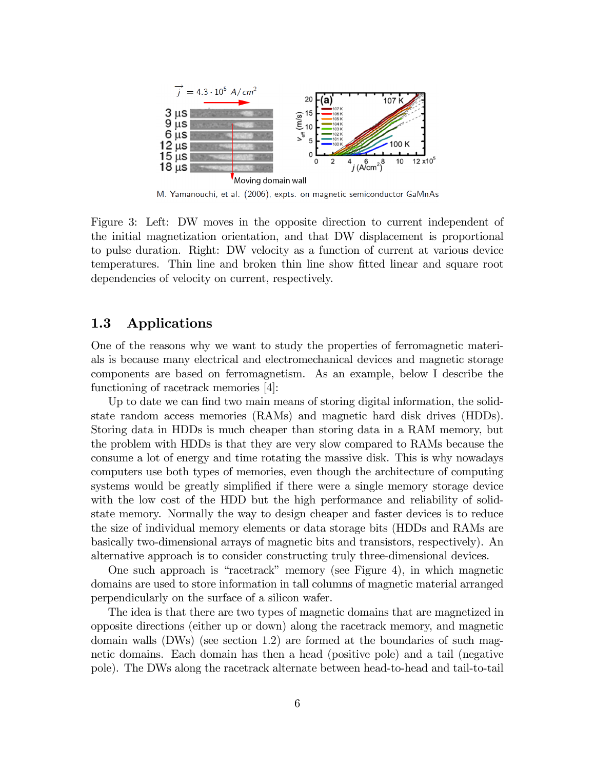$\vec{j} = 4.3 \cdot 10^5$ $A/cm^2$

3 μs
9 μs
6 μs
12 μs
15 μs
18 μs

Moving domain wall

(a)
107 K
100 K
$v_{eff}$ (m/s)
$j$ (A/cm$^2$)
12 x10$^5$

M. Yamanouchi, et al. (2006), expts. on magnetic semiconductor GaMnAs

Figure 3: Left: DW moves in the opposite direction to current independent of the initial magnetization orientation, and that DW displacement is proportional to pulse duration. Right: DW velocity as a function of current at various device temperatures. Thin line and broken thin line show fitted linear and square root dependencies of velocity on current, respectively.

## 1.3 Applications

One of the reasons why we want to study the properties of ferromagnetic materials is because many electrical and electromechanical devices and magnetic storage components are based on ferromagnetism. As an example, below I describe the functioning of racetrack memories [4]:

Up to date we can find two main means of storing digital information, the solid-state random access memories (RAMs) and magnetic hard disk drives (HDDs). Storing data in HDDs is much cheaper than storing data in a RAM memory, but the problem with HDDs is that they are very slow compared to RAMs because the consume a lot of energy and time rotating the massive disk. This is why nowadays computers use both types of memories, even though the architecture of computing systems would be greatly simplified if there were a single memory storage device with the low cost of the HDD but the high performance and reliability of solid-state memory. Normally the way to design cheaper and faster devices is to reduce the size of individual memory elements or data storage bits (HDDs and RAMs are basically two-dimensional arrays of magnetic bits and transistors, respectively). An alternative approach is to consider constructing truly three-dimensional devices.

One such approach is "racetrack" memory (see Figure 4), in which magnetic domains are used to store information in tall columns of magnetic material arranged perpendicularly on the surface of a silicon wafer.

The idea is that there are two types of magnetic domains that are magnetized in opposite directions (either up or down) along the racetrack memory, and magnetic domain walls (DWs) (see section 1.2) are formed at the boundaries of such magnetic domains. Each domain has then a head (positive pole) and a tail (negative pole). The DWs along the racetrack alternate between head-to-head and tail-to-tail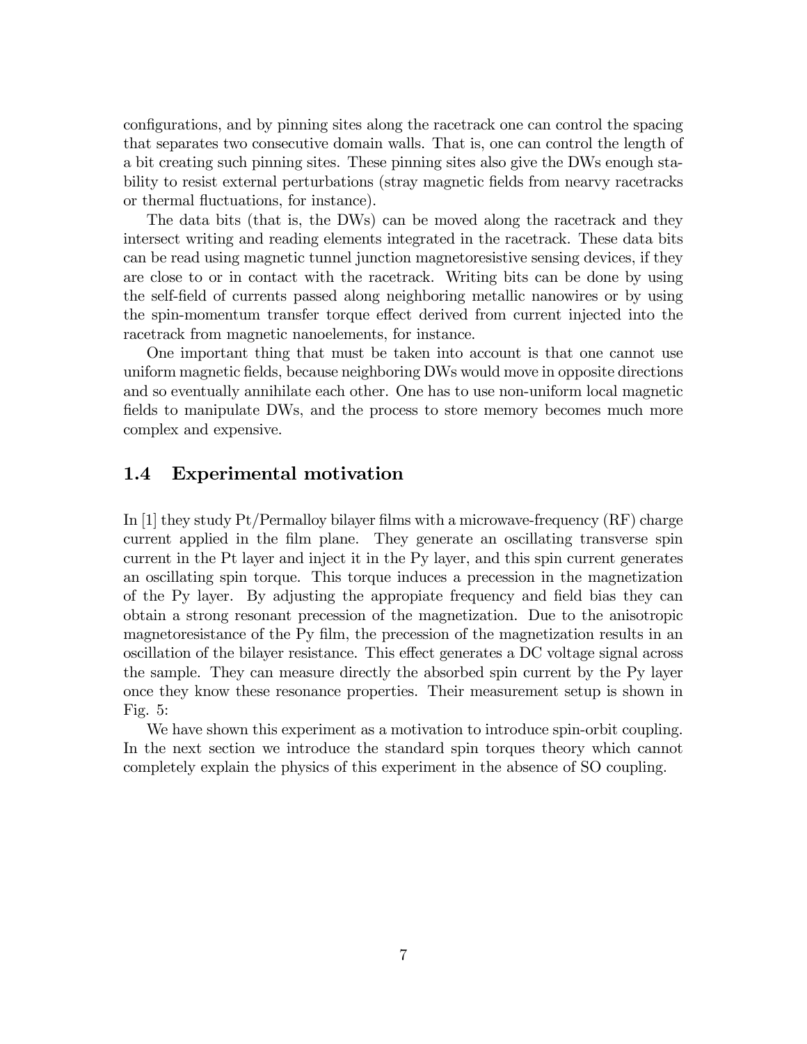configurations, and by pinning sites along the racetrack one can control the spacing that separates two consecutive domain walls. That is, one can control the length of a bit creating such pinning sites. These pinning sites also give the DWs enough stability to resist external perturbations (stray magnetic fields from nearvy racetracks or thermal fluctuations, for instance).

The data bits (that is, the DWs) can be moved along the racetrack and they intersect writing and reading elements integrated in the racetrack. These data bits can be read using magnetic tunnel junction magnetoresistive sensing devices, if they are close to or in contact with the racetrack. Writing bits can be done by using the self-field of currents passed along neighboring metallic nanowires or by using the spin-momentum transfer torque effect derived from current injected into the racetrack from magnetic nanoelements, for instance.

One important thing that must be taken into account is that one cannot use uniform magnetic fields, because neighboring DWs would move in opposite directions and so eventually annihilate each other. One has to use non-uniform local magnetic fields to manipulate DWs, and the process to store memory becomes much more complex and expensive.

## 1.4 Experimental motivation

In [1] they study Pt/Permalloy bilayer films with a microwave-frequency (RF) charge current applied in the film plane. They generate an oscillating transverse spin current in the Pt layer and inject it in the Py layer, and this spin current generates an oscillating spin torque. This torque induces a precession in the magnetization of the Py layer. By adjusting the appropiate frequency and field bias they can obtain a strong resonant precession of the magnetization. Due to the anisotropic magnetoresistance of the Py film, the precession of the magnetization results in an oscillation of the bilayer resistance. This effect generates a DC voltage signal across the sample. They can measure directly the absorbed spin current by the Py layer once they know these resonance properties. Their measurement setup is shown in Fig. 5:

We have shown this experiment as a motivation to introduce spin-orbit coupling. In the next section we introduce the standard spin torques theory which cannot completely explain the physics of this experiment in the absence of SO coupling.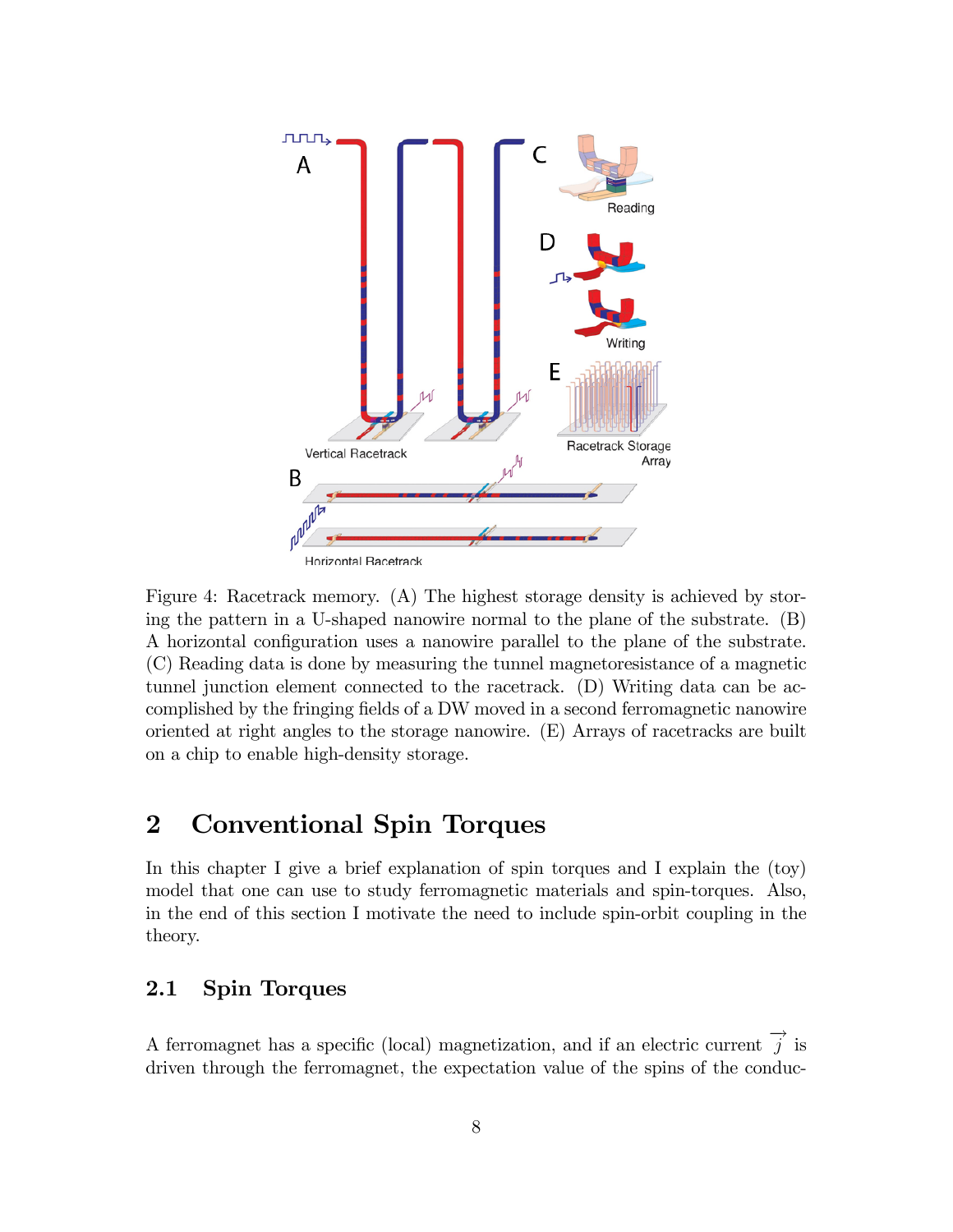A

C

Reading

D

Writing

E

Racetrack Storage Array

Vertical Racetrack

B

Horizontal Racetrack

Figure 4: Racetrack memory. (A) The highest storage density is achieved by storing the pattern in a U-shaped nanowire normal to the plane of the substrate. (B) A horizontal configuration uses a nanowire parallel to the plane of the substrate. (C) Reading data is done by measuring the tunnel magnetoresistance of a magnetic tunnel junction element connected to the racetrack. (D) Writing data can be accomplished by the fringing fields of a DW moved in a second ferromagnetic nanowire oriented at right angles to the storage nanowire. (E) Arrays of racetracks are built on a chip to enable high-density storage.

## 2 Conventional Spin Torques

In this chapter I give a brief explanation of spin torques and I explain the (toy) model that one can use to study ferromagnetic materials and spin-torques. Also, in the end of this section I motivate the need to include spin-orbit coupling in the theory.

### 2.1 Spin Torques

A ferromagnet has a specific (local) magnetization, and if an electric current $\vec{j}$ is driven through the ferromagnet, the expectation value of the spins of the conduc-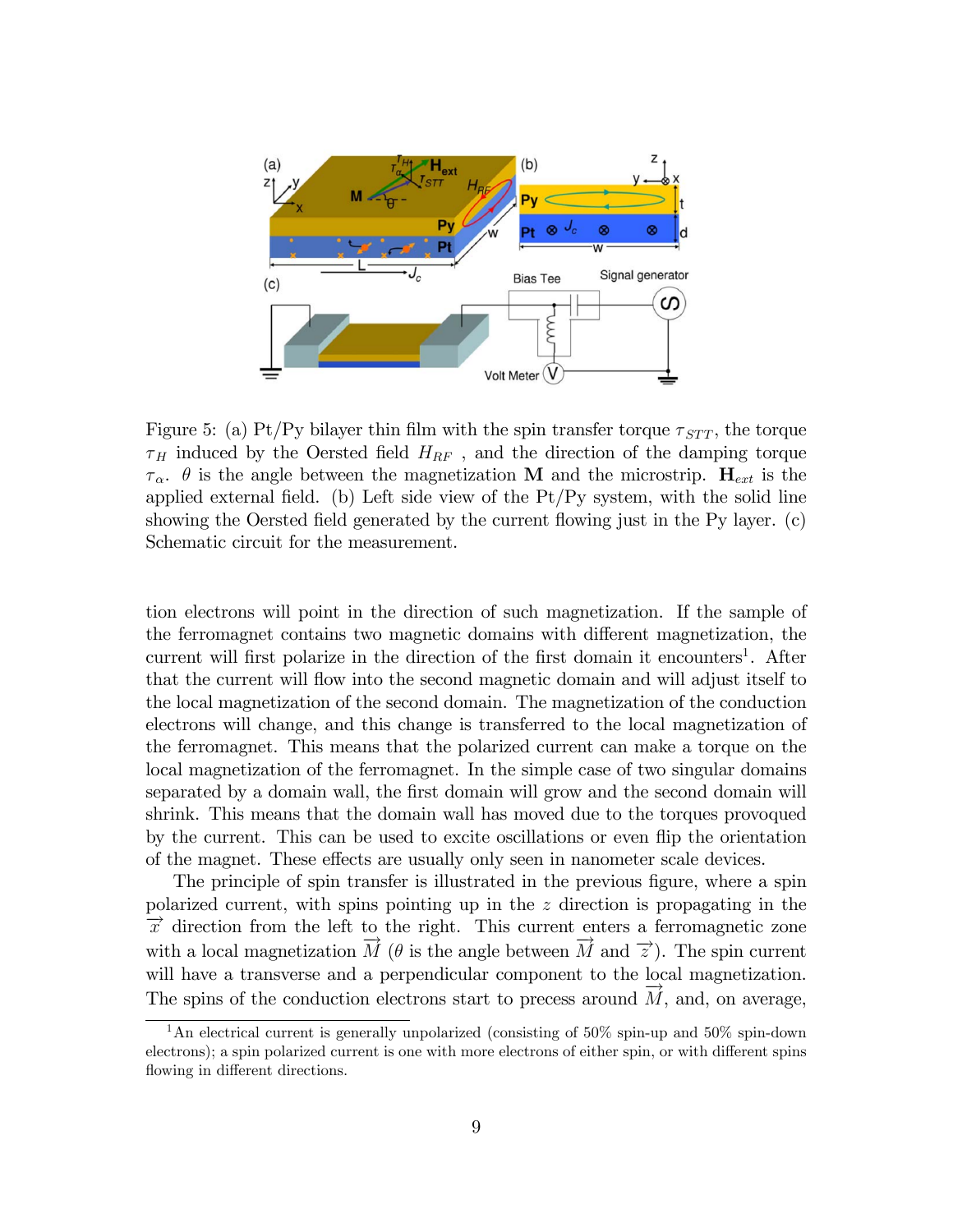(a) (b) (c)

z y x

M θ $\tau_H$ $\tau_\alpha$ $\tau_{STT}$ $\mathbf{H}_{ext}$ $H_{RF}$

Py Pt L $J_c$ w

z y x

Py Pt $J_c$ t d w

Bias Tee

Signal generator

Volt Meter V

Figure 5: (a) Pt/Py bilayer thin film with the spin transfer torque $\tau_{STT}$, the torque $\tau_H$ induced by the Oersted field $H_{RF}$ , and the direction of the damping torque $\tau_\alpha$. $\theta$ is the angle between the magnetization $\mathbf{M}$ and the microstrip. $\mathbf{H}_{ext}$ is the applied external field. (b) Left side view of the Pt/Py system, with the solid line showing the Oersted field generated by the current flowing just in the Py layer. (c) Schematic circuit for the measurement.

tion electrons will point in the direction of such magnetization. If the sample of the ferromagnet contains two magnetic domains with different magnetization, the current will first polarize in the direction of the first domain it encounters[1]. After that the current will flow into the second magnetic domain and will adjust itself to the local magnetization of the second domain. The magnetization of the conduction electrons will change, and this change is transferred to the local magnetization of the ferromagnet. This means that the polarized current can make a torque on the local magnetization of the ferromagnet. In the simple case of two singular domains separated by a domain wall, the first domain will grow and the second domain will shrink. This means that the domain wall has moved due to the torques provoqued by the current. This can be used to excite oscillations or even flip the orientation of the magnet. These effects are usually only seen in nanometer scale devices.

The principle of spin transfer is illustrated in the previous figure, where a spin polarized current, with spins pointing up in the $z$ direction is propagating in the $\overrightarrow{x}$ direction from the left to the right. This current enters a ferromagnetic zone with a local magnetization $\overrightarrow{M}$ ($\theta$ is the angle between $\overrightarrow{M}$ and $\overrightarrow{z}$). The spin current will have a transverse and a perpendicular component to the local magnetization. The spins of the conduction electrons start to precess around $\overrightarrow{M}$, and, on average,

[1] An electrical current is generally unpolarized (consisting of 50% spin-up and 50% spin-down electrons); a spin polarized current is one with more electrons of either spin, or with different spins flowing in different directions.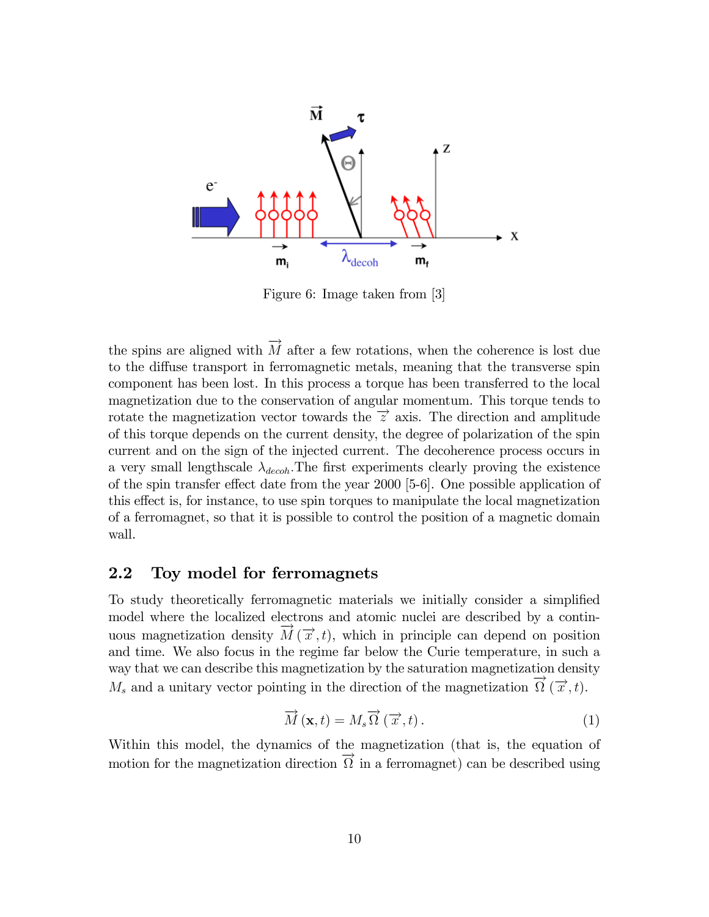e$^-$

$\vec{M}$

$\tau$

$\Theta$

z

x

$\vec{m}_i$

$\lambda_{decoh}$

$\vec{m}_f$

Figure 6: Image taken from [3]

the spins are aligned with $\overrightarrow{M}$ after a few rotations, when the coherence is lost due to the diffuse transport in ferromagnetic metals, meaning that the transverse spin component has been lost. In this process a torque has been transferred to the local magnetization due to the conservation of angular momentum. This torque tends to rotate the magnetization vector towards the $\overrightarrow{z}$ axis. The direction and amplitude of this torque depends on the current density, the degree of polarization of the spin current and on the sign of the injected current. The decoherence process occurs in a very small lengthscale $\lambda_{decoh}$.The first experiments clearly proving the existence of the spin transfer effect date from the year 2000 [5-6]. One possible application of this effect is, for instance, to use spin torques to manipulate the local magnetization of a ferromagnet, so that it is possible to control the position of a magnetic domain wall.

## 2.2 Toy model for ferromagnets

To study theoretically ferromagnetic materials we initially consider a simplified model where the localized electrons and atomic nuclei are described by a continuous magnetization density $\overrightarrow{M}(\overrightarrow{x}, t)$, which in principle can depend on position and time. We also focus in the regime far below the Curie temperature, in such a way that we can describe this magnetization by the saturation magnetization density $M_s$ and a unitary vector pointing in the direction of the magnetization $\overrightarrow{\Omega}(\overrightarrow{x}, t)$.

$$\overrightarrow{M}(\mathbf{x}, t) = M_s \overrightarrow{\Omega}(\overrightarrow{x}, t). \tag{1}$$

Within this model, the dynamics of the magnetization (that is, the equation of motion for the magnetization direction $\overrightarrow{\Omega}$ in a ferromagnet) can be described using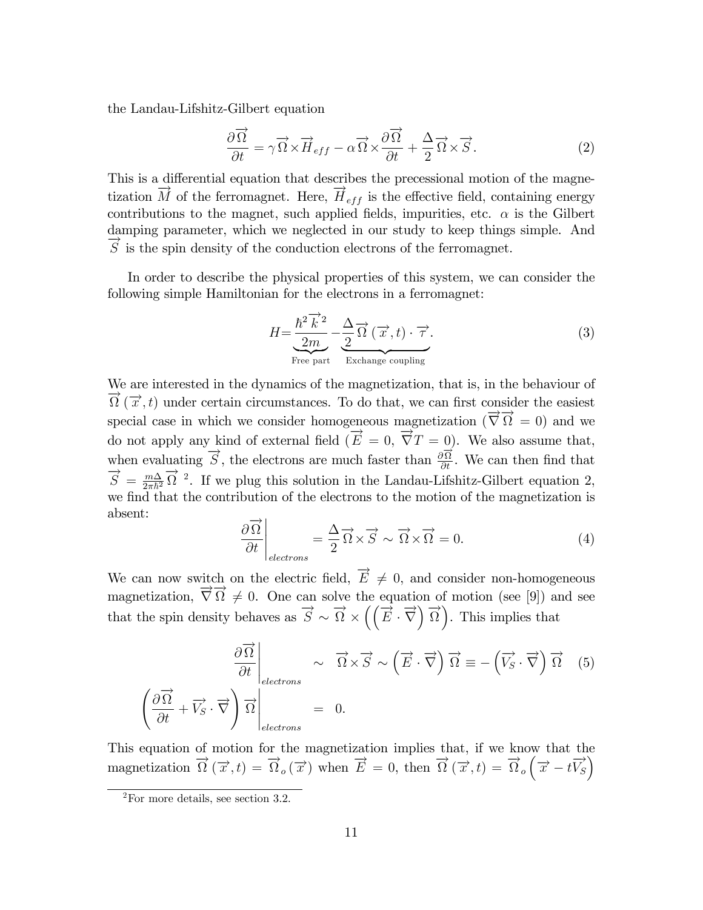the Landau-Lifshitz-Gilbert equation

$$\frac{\partial \vec{\Omega}}{\partial t} = \gamma \vec{\Omega} \times \vec{H}_{eff} - \alpha \vec{\Omega} \times \frac{\partial \vec{\Omega}}{\partial t} + \frac{\Delta}{2} \vec{\Omega} \times \vec{S}. \tag{2}$$

This is a differential equation that describes the precessional motion of the magnetization $\vec{M}$ of the ferromagnet. Here, $\vec{H}_{eff}$ is the effective field, containing energy contributions to the magnet, such applied fields, impurities, etc. $\alpha$ is the Gilbert damping parameter, which we neglected in our study to keep things simple. And $\vec{S}$ is the spin density of the conduction electrons of the ferromagnet.

In order to describe the physical properties of this system, we can consider the following simple Hamiltonian for the electrons in a ferromagnet:

$$H = \underbrace{\frac{\hbar^2 \vec{k}^2}{2m}}_{\text{Free part}} - \underbrace{\frac{\Delta}{2} \vec{\Omega}\left(\vec{x}, t\right) \cdot \vec{\tau}}_{\text{Exchange coupling}}. \tag{3}$$

We are interested in the dynamics of the magnetization, that is, in the behaviour of $\vec{\Omega}\left(\vec{x}, t\right)$ under certain circumstances. To do that, we can first consider the easiest special case in which we consider homogeneous magnetization ($\vec{\nabla} \vec{\Omega} = 0$) and we do not apply any kind of external field ($\vec{E} = 0$, $\vec{\nabla} T = 0$). We also assume that, when evaluating $\vec{S}$, the electrons are much faster than $\frac{\partial \vec{\Omega}}{\partial t}$. We can then find that $\vec{S} = \frac{m\Delta}{2\pi\hbar^2} \vec{\Omega}$ [2]. If we plug this solution in the Landau-Lifshitz-Gilbert equation 2, we find that the contribution of the electrons to the motion of the magnetization is absent:

$$\left.\frac{\partial \vec{\Omega}}{\partial t}\right|_{electrons} = \frac{\Delta}{2} \vec{\Omega} \times \vec{S} \sim \vec{\Omega} \times \vec{\Omega} = 0. \tag{4}$$

We can now switch on the electric field, $\vec{E} \neq 0$, and consider non-homogeneous magnetization, $\vec{\nabla} \vec{\Omega} \neq 0$. One can solve the equation of motion (see [9]) and see that the spin density behaves as $\vec{S} \sim \vec{\Omega} \times \left(\left(\vec{E} \cdot \vec{\nabla}\right) \vec{\Omega}\right)$. This implies that

$$\begin{aligned} \left.\frac{\partial \vec{\Omega}}{\partial t}\right|_{electrons} &\sim \vec{\Omega} \times \vec{S} \sim \left(\vec{E} \cdot \vec{\nabla}\right) \vec{\Omega} \equiv -\left(\vec{V_S} \cdot \vec{\nabla}\right) \vec{\Omega} \\ \left.\left(\frac{\partial \vec{\Omega}}{\partial t} + \vec{V_S} \cdot \vec{\nabla}\right) \vec{\Omega}\right|_{electrons} &= 0. \end{aligned} \tag{5}$$

This equation of motion for the magnetization implies that, if we know that the magnetization $\vec{\Omega}\left(\vec{x}, t\right) = \vec{\Omega}_o\left(\vec{x}\right)$ when $\vec{E} = 0$, then $\vec{\Omega}\left(\vec{x}, t\right) = \vec{\Omega}_o\left(\vec{x} - t\vec{V_S}\right)$

[2] For more details, see section 3.2.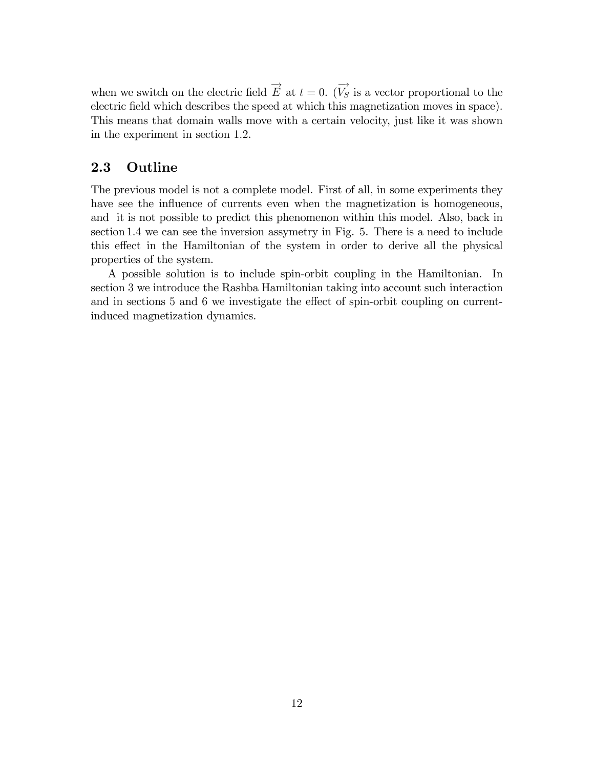when we switch on the electric field $\overrightarrow{E}$ at $t = 0$. ($\overrightarrow{V_S}$ is a vector proportional to the electric field which describes the speed at which this magnetization moves in space). This means that domain walls move with a certain velocity, just like it was shown in the experiment in section 1.2.

## 2.3 Outline

The previous model is not a complete model. First of all, in some experiments they have see the influence of currents even when the magnetization is homogeneous, and it is not possible to predict this phenomenon within this model. Also, back in section 1.4 we can see the inversion assymetry in Fig. 5. There is a need to include this effect in the Hamiltonian of the system in order to derive all the physical properties of the system.

A possible solution is to include spin-orbit coupling in the Hamiltonian. In section 3 we introduce the Rashba Hamiltonian taking into account such interaction and in sections 5 and 6 we investigate the effect of spin-orbit coupling on current-induced magnetization dynamics.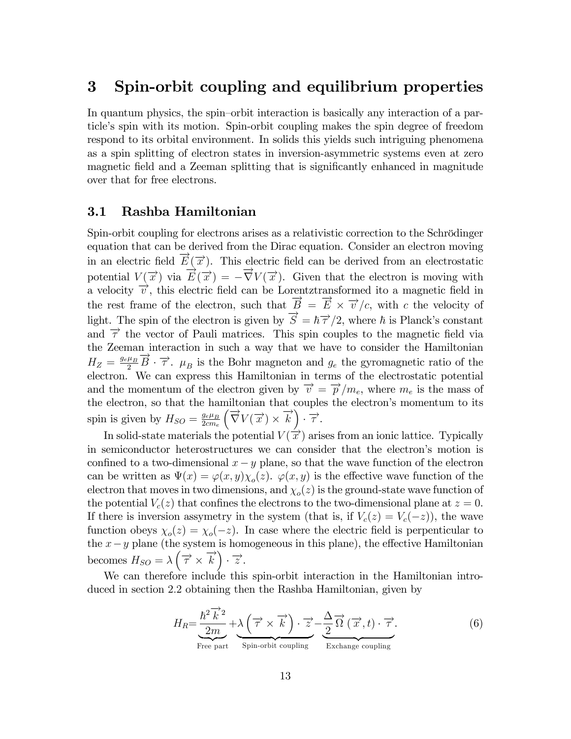# 3 Spin-orbit coupling and equilibrium properties

In quantum physics, the spin–orbit interaction is basically any interaction of a particle's spin with its motion. Spin-orbit coupling makes the spin degree of freedom respond to its orbital environment. In solids this yields such intriguing phenomena as a spin splitting of electron states in inversion-asymmetric systems even at zero magnetic field and a Zeeman splitting that is significantly enhanced in magnitude over that for free electrons.

## 3.1 Rashba Hamiltonian

Spin-orbit coupling for electrons arises as a relativistic correction to the Schrödinger equation that can be derived from the Dirac equation. Consider an electron moving in an electric field $\overrightarrow{E}(\overrightarrow{x})$. This electric field can be derived from an electrostatic potential $V(\overrightarrow{x})$ via $\overrightarrow{E}(\overrightarrow{x}) = -\overrightarrow{\nabla}V(\overrightarrow{x})$. Given that the electron is moving with a velocity $\overrightarrow{v}$, this electric field can be Lorentztransformed ito a magnetic field in the rest frame of the electron, such that $\overrightarrow{B} = \overrightarrow{E} \times \overrightarrow{v}/c$, with $c$ the velocity of light. The spin of the electron is given by $\overrightarrow{S} = \hbar\overrightarrow{\tau}/2$, where $\hbar$ is Planck's constant and $\overrightarrow{\tau}$ the vector of Pauli matrices. This spin couples to the magnetic field via the Zeeman interaction in such a way that we have to consider the Hamiltonian $H_Z = \frac{g_e \mu_B}{2}\overrightarrow{B} \cdot \overrightarrow{\tau}$. $\mu_B$ is the Bohr magneton and $g_e$ the gyromagnetic ratio of the electron. We can express this Hamiltonian in terms of the electrostatic potential and the momentum of the electron given by $\overrightarrow{v} = \overrightarrow{p}/m_e$, where $m_e$ is the mass of the electron, so that the hamiltonian that couples the electron's momentum to its spin is given by $H_{SO} = \frac{g_e \mu_B}{2cm_e}\left(\overrightarrow{\nabla}V(\overrightarrow{x}) \times \overrightarrow{k}\right) \cdot \overrightarrow{\tau}$.

In solid-state materials the potential $V(\overrightarrow{x})$ arises from an ionic lattice. Typically in semiconductor heterostructures we can consider that the electron's motion is confined to a two-dimensional $x-y$ plane, so that the wave function of the electron can be written as $\Psi(x) = \varphi(x,y)\chi_o(z)$. $\varphi(x,y)$ is the effective wave function of the electron that moves in two dimensions, and $\chi_o(z)$ is the ground-state wave function of the potential $V_c(z)$ that confines the electrons to the two-dimensional plane at $z = 0$. If there is inversion assymetry in the system (that is, if $V_c(z) = V_c(-z)$), the wave function obeys $\chi_o(z) = \chi_o(-z)$. In case where the electric field is perpenticular to the $x-y$ plane (the system is homogeneous in this plane), the effective Hamiltonian becomes $H_{SO} = \lambda\left(\overrightarrow{\tau} \times \overrightarrow{k}\right) \cdot \overrightarrow{z}$.

We can therefore include this spin-orbit interaction in the Hamiltonian introduced in section 2.2 obtaining then the Rashba Hamiltonian, given by

$$H_R = \underbrace{\frac{\hbar^2 \overrightarrow{k}^2}{2m}}_{\text{Free part}} + \underbrace{\lambda\left(\overrightarrow{\tau} \times \overrightarrow{k}\right) \cdot \overrightarrow{z}}_{\text{Spin-orbit coupling}} - \underbrace{\frac{\Delta}{2}\overrightarrow{\Omega}\left(\overrightarrow{x}, t\right) \cdot \overrightarrow{\tau}}_{\text{Exchange coupling}}. \tag{6}$$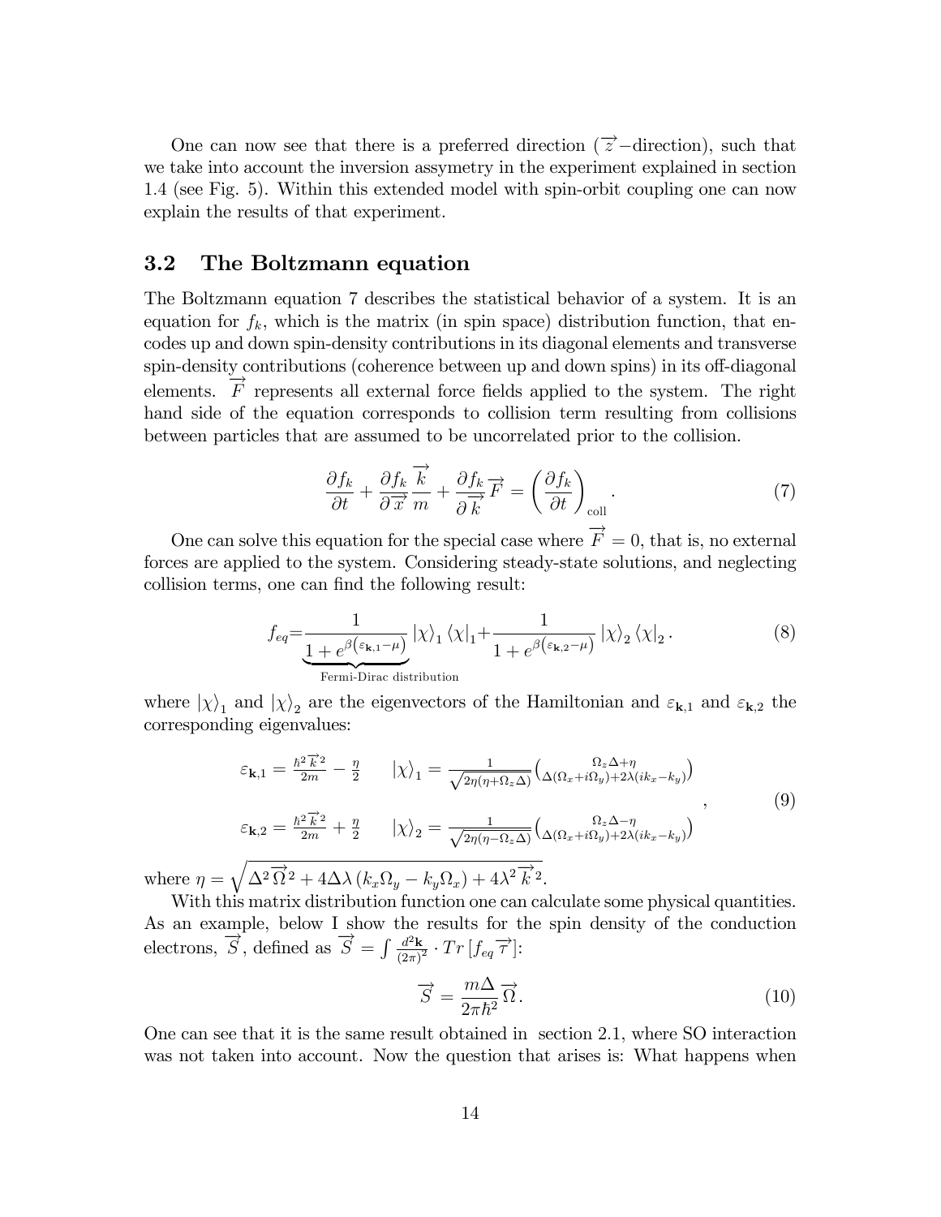One can now see that there is a preferred direction ($\overrightarrow{z}-$direction), such that we take into account the inversion assymetry in the experiment explained in section 1.4 (see Fig. 5). Within this extended model with spin-orbit coupling one can now explain the results of that experiment.

## 3.2 The Boltzmann equation

The Boltzmann equation 7 describes the statistical behavior of a system. It is an equation for $f_k$, which is the matrix (in spin space) distribution function, that encodes up and down spin-density contributions in its diagonal elements and transverse spin-density contributions (coherence between up and down spins) in its off-diagonal elements. $\overrightarrow{F}$ represents all external force fields applied to the system. The right hand side of the equation corresponds to collision term resulting from collisions between particles that are assumed to be uncorrelated prior to the collision.

$$\frac{\partial f_k}{\partial t} + \frac{\partial f_k}{\partial \overrightarrow{x}} \frac{\overrightarrow{k}}{m} + \frac{\partial f_k}{\partial \overrightarrow{k}} \overrightarrow{F} = \left( \frac{\partial f_k}{\partial t} \right)_{\text{coll}} . \tag{7}$$

One can solve this equation for the special case where $\overrightarrow{F} = 0$, that is, no external forces are applied to the system. Considering steady-state solutions, and neglecting collision terms, one can find the following result:

$$f_{eq} = \underbrace{\frac{1}{1 + e^{\beta\left(\varepsilon_{\mathbf{k},1} - \mu\right)}}}_{\text{Fermi-Dirac distribution}} \left|\chi\right\rangle_1 \left\langle\chi\right|_1 + \frac{1}{1 + e^{\beta\left(\varepsilon_{\mathbf{k},2} - \mu\right)}} \left|\chi\right\rangle_2 \left\langle\chi\right|_2 . \tag{8}$$

where $\left|\chi\right\rangle_1$ and $\left|\chi\right\rangle_2$ are the eigenvectors of the Hamiltonian and $\varepsilon_{\mathbf{k},1}$ and $\varepsilon_{\mathbf{k},2}$ the corresponding eigenvalues:

$$\begin{array}{ll} \varepsilon_{\mathbf{k},1} = \frac{\hbar^2 \overrightarrow{k}^2}{2m} - \frac{\eta}{2} & \left|\chi\right\rangle_1 = \frac{1}{\sqrt{2\eta(\eta + \Omega_z \Delta)}} \binom{\Omega_z \Delta + \eta}{\Delta(\Omega_x + i\Omega_y) + 2\lambda(ik_x - k_y)} \\ \varepsilon_{\mathbf{k},2} = \frac{\hbar^2 \overrightarrow{k}^2}{2m} + \frac{\eta}{2} & \left|\chi\right\rangle_2 = \frac{1}{\sqrt{2\eta(\eta - \Omega_z \Delta)}} \binom{\Omega_z \Delta - \eta}{\Delta(\Omega_x + i\Omega_y) + 2\lambda(ik_x - k_y)} \end{array} , \tag{9}$$

where $\eta = \sqrt{\Delta^2 \overrightarrow{\Omega}^2 + 4\Delta\lambda\left(k_x \Omega_y - k_y \Omega_x\right) + 4\lambda^2 \overrightarrow{k}^2}$.

With this matrix distribution function one can calculate some physical quantities. As an example, below I show the results for the spin density of the conduction electrons, $\overrightarrow{S}$, defined as $\overrightarrow{S} = \int \frac{d^2\mathbf{k}}{(2\pi)^2} \cdot Tr\left[f_{eq} \overrightarrow{\tau}\right]$:

$$\overrightarrow{S} = \frac{m\Delta}{2\pi\hbar^2} \overrightarrow{\Omega}. \tag{10}$$

One can see that it is the same result obtained in section 2.1, where SO interaction was not taken into account. Now the question that arises is: What happens when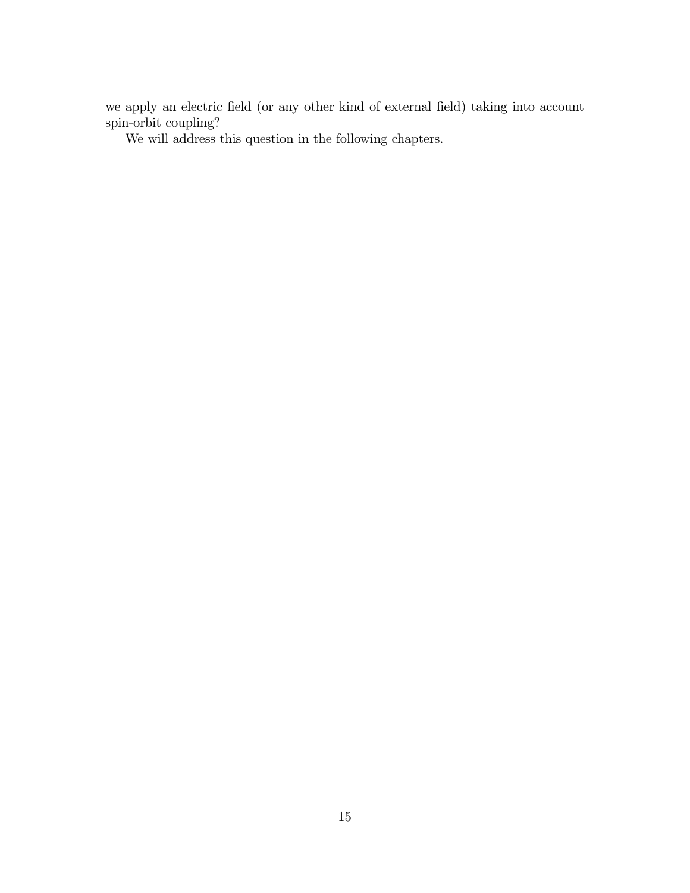we apply an electric field (or any other kind of external field) taking into account spin-orbit coupling?

We will address this question in the following chapters.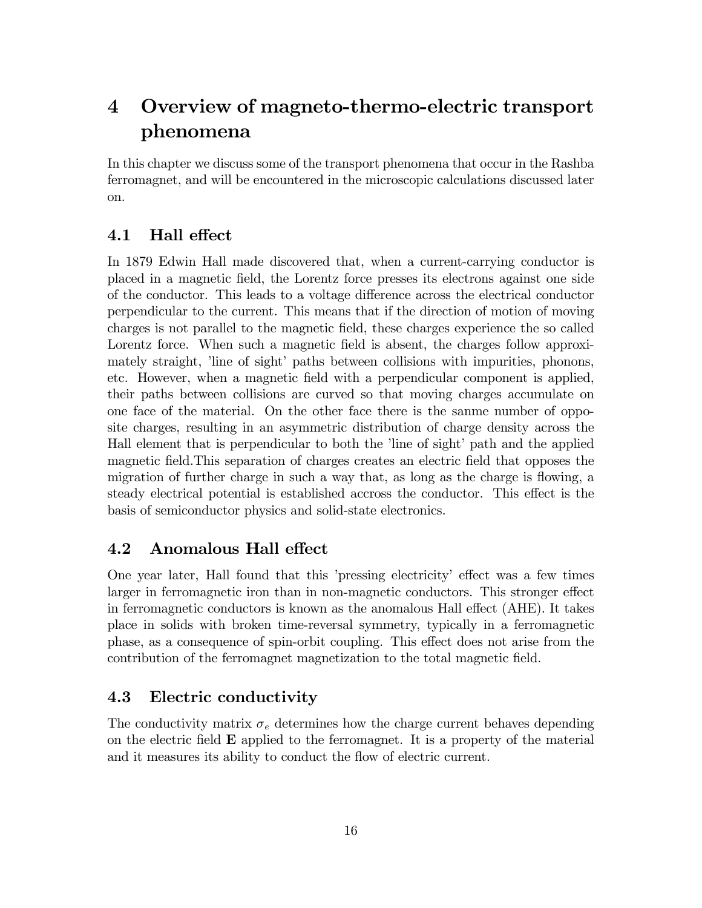# 4 Overview of magneto-thermo-electric transport phenomena

In this chapter we discuss some of the transport phenomena that occur in the Rashba ferromagnet, and will be encountered in the microscopic calculations discussed later on.

## 4.1 Hall effect

In 1879 Edwin Hall made discovered that, when a current-carrying conductor is placed in a magnetic field, the Lorentz force presses its electrons against one side of the conductor. This leads to a voltage difference across the electrical conductor perpendicular to the current. This means that if the direction of motion of moving charges is not parallel to the magnetic field, these charges experience the so called Lorentz force. When such a magnetic field is absent, the charges follow approximately straight, 'line of sight' paths between collisions with impurities, phonons, etc. However, when a magnetic field with a perpendicular component is applied, their paths between collisions are curved so that moving charges accumulate on one face of the material. On the other face there is the sanme number of opposite charges, resulting in an asymmetric distribution of charge density across the Hall element that is perpendicular to both the 'line of sight' path and the applied magnetic field.This separation of charges creates an electric field that opposes the migration of further charge in such a way that, as long as the charge is flowing, a steady electrical potential is established accross the conductor. This effect is the basis of semiconductor physics and solid-state electronics.

## 4.2 Anomalous Hall effect

One year later, Hall found that this 'pressing electricity' effect was a few times larger in ferromagnetic iron than in non-magnetic conductors. This stronger effect in ferromagnetic conductors is known as the anomalous Hall effect (AHE). It takes place in solids with broken time-reversal symmetry, typically in a ferromagnetic phase, as a consequence of spin-orbit coupling. This effect does not arise from the contribution of the ferromagnet magnetization to the total magnetic field.

## 4.3 Electric conductivity

The conductivity matrix $\sigma_e$ determines how the charge current behaves depending on the electric field $\mathbf{E}$ applied to the ferromagnet. It is a property of the material and it measures its ability to conduct the flow of electric current.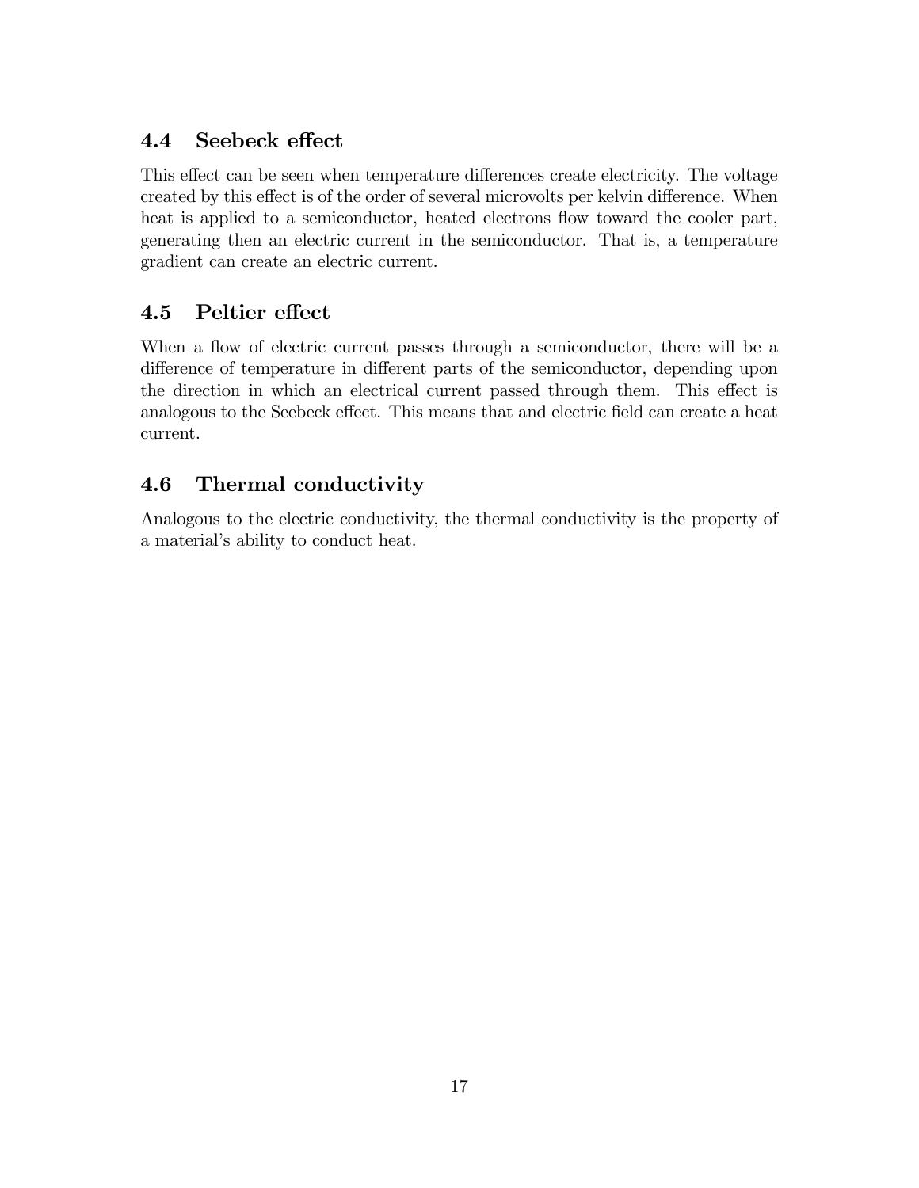## 4.4 Seebeck effect

This effect can be seen when temperature differences create electricity. The voltage created by this effect is of the order of several microvolts per kelvin difference. When heat is applied to a semiconductor, heated electrons flow toward the cooler part, generating then an electric current in the semiconductor. That is, a temperature gradient can create an electric current.

## 4.5 Peltier effect

When a flow of electric current passes through a semiconductor, there will be a difference of temperature in different parts of the semiconductor, depending upon the direction in which an electrical current passed through them. This effect is analogous to the Seebeck effect. This means that and electric field can create a heat current.

## 4.6 Thermal conductivity

Analogous to the electric conductivity, the thermal conductivity is the property of a material's ability to conduct heat.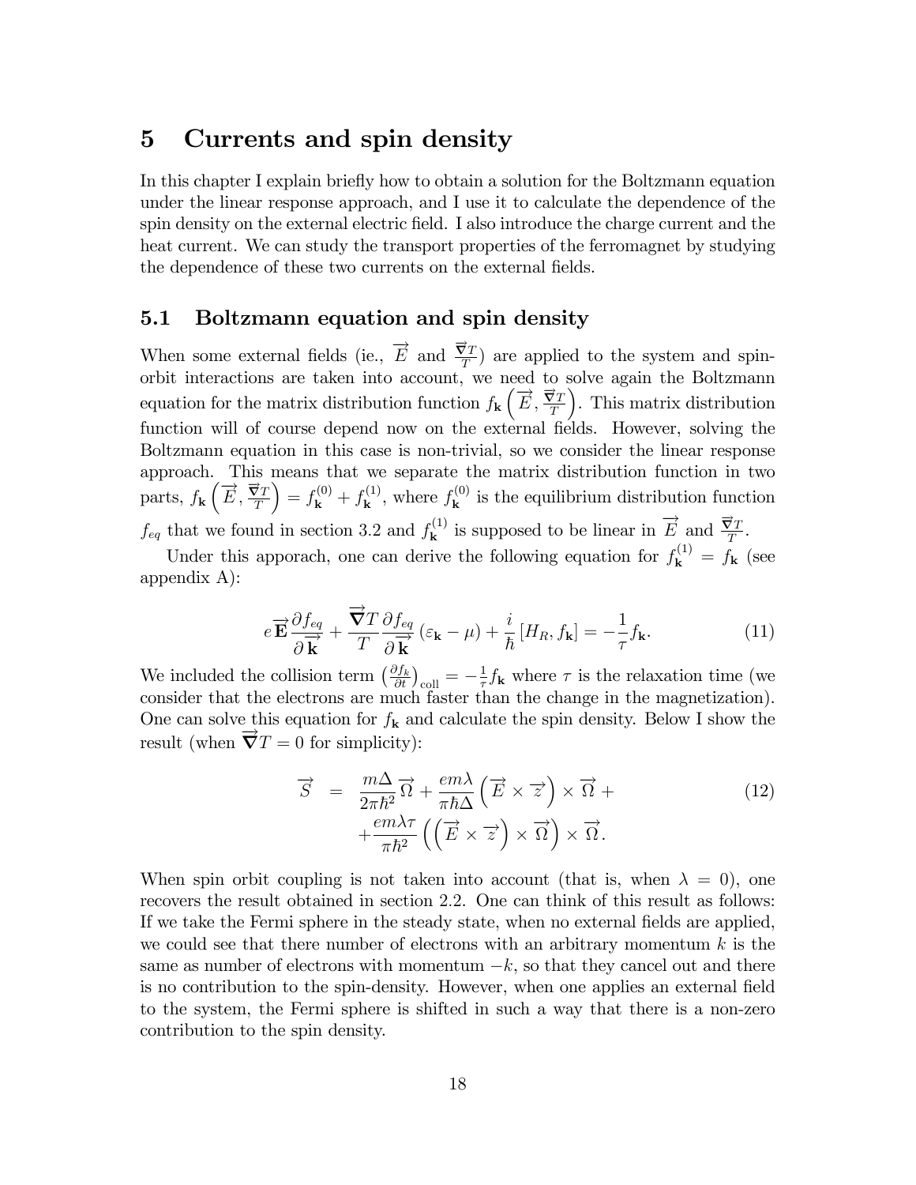# 5 Currents and spin density

In this chapter I explain briefly how to obtain a solution for the Boltzmann equation under the linear response approach, and I use it to calculate the dependence of the spin density on the external electric field. I also introduce the charge current and the heat current. We can study the transport properties of the ferromagnet by studying the dependence of these two currents on the external fields.

## 5.1 Boltzmann equation and spin density

When some external fields (ie., $\overrightarrow{E}$ and $\frac{\overrightarrow{\nabla}T}{T}$) are applied to the system and spin-orbit interactions are taken into account, we need to solve again the Boltzmann equation for the matrix distribution function $f_{\mathbf{k}}\left(\overrightarrow{E}, \frac{\overrightarrow{\nabla}T}{T}\right)$. This matrix distribution function will of course depend now on the external fields. However, solving the Boltzmann equation in this case is non-trivial, so we consider the linear response approach. This means that we separate the matrix distribution function in two parts, $f_{\mathbf{k}}\left(\overrightarrow{E}, \frac{\overrightarrow{\nabla}T}{T}\right) = f_{\mathbf{k}}^{(0)} + f_{\mathbf{k}}^{(1)}$, where $f_{\mathbf{k}}^{(0)}$ is the equilibrium distribution function $f_{eq}$ that we found in section 3.2 and $f_{\mathbf{k}}^{(1)}$ is supposed to be linear in $\overrightarrow{E}$ and $\frac{\overrightarrow{\nabla}T}{T}$.

Under this apporach, one can derive the following equation for $f_{\mathbf{k}}^{(1)} = f_{\mathbf{k}}$ (see appendix A):

$$e\overrightarrow{\mathbf{E}}\frac{\partial f_{eq}}{\partial \overrightarrow{\mathbf{k}}} + \frac{\overrightarrow{\nabla}T}{T}\frac{\partial f_{eq}}{\partial \overrightarrow{\mathbf{k}}}\left(\varepsilon_{\mathbf{k}} - \mu\right) + \frac{i}{\hbar}\left[H_R, f_{\mathbf{k}}\right] = -\frac{1}{\tau}f_{\mathbf{k}}. \tag{11}$$

We included the collision term $\left(\frac{\partial f_k}{\partial t}\right)_{\text{coll}} = -\frac{1}{\tau}f_{\mathbf{k}}$ where $\tau$ is the relaxation time (we consider that the electrons are much faster than the change in the magnetization). One can solve this equation for $f_{\mathbf{k}}$ and calculate the spin density. Below I show the result (when $\overrightarrow{\nabla}T = 0$ for simplicity):

$$\begin{aligned}\overrightarrow{S} &= \frac{m\Delta}{2\pi\hbar^2}\overrightarrow{\Omega} + \frac{em\lambda}{\pi\hbar\Delta}\left(\overrightarrow{E}\times\overrightarrow{z}\right)\times\overrightarrow{\Omega} + \\ &\quad + \frac{em\lambda\tau}{\pi\hbar^2}\left(\left(\overrightarrow{E}\times\overrightarrow{z}\right)\times\overrightarrow{\Omega}\right)\times\overrightarrow{\Omega}.\end{aligned} \tag{12}$$

When spin orbit coupling is not taken into account (that is, when $\lambda = 0$), one recovers the result obtained in section 2.2. One can think of this result as follows: If we take the Fermi sphere in the steady state, when no external fields are applied, we could see that there number of electrons with an arbitrary momentum $k$ is the same as number of electrons with momentum $-k$, so that they cancel out and there is no contribution to the spin-density. However, when one applies an external field to the system, the Fermi sphere is shifted in such a way that there is a non-zero contribution to the spin density.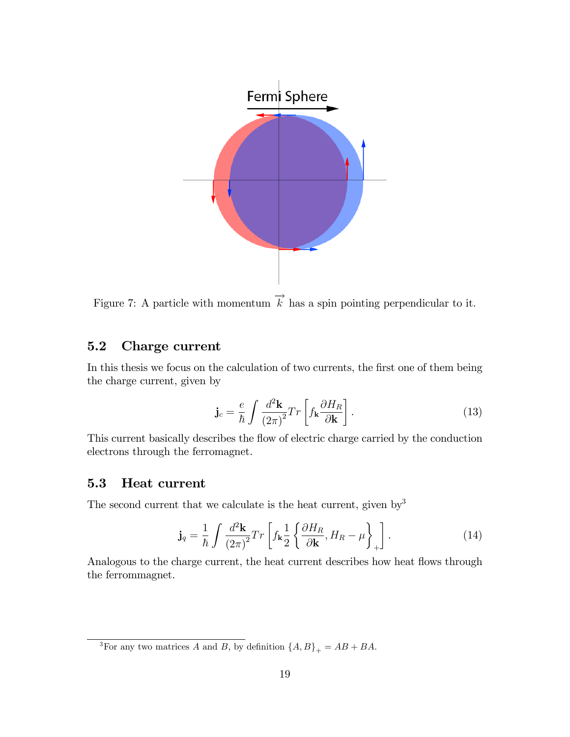Fermi Sphere

Figure 7: A particle with momentum $\overrightarrow{k}$ has a spin pointing perpendicular to it.

### 5.2 Charge current

In this thesis we focus on the calculation of two currents, the first one of them being the charge current, given by

$$\mathbf{j}_c = \frac{e}{\hbar} \int \frac{d^2\mathbf{k}}{(2\pi)^2} Tr \left[ f_{\mathbf{k}} \frac{\partial H_R}{\partial \mathbf{k}} \right]. \tag{13}$$

This current basically describes the flow of electric charge carried by the conduction electrons through the ferromagnet.

### 5.3 Heat current

The second current that we calculate is the heat current, given by[3]

$$\mathbf{j}_q = \frac{1}{\hbar} \int \frac{d^2\mathbf{k}}{(2\pi)^2} Tr \left[ f_{\mathbf{k}} \frac{1}{2} \left\{ \frac{\partial H_R}{\partial \mathbf{k}}, H_R - \mu \right\}_+ \right]. \tag{14}$$

Analogous to the charge current, the heat current describes how heat flows through the ferrommagnet.

[3]For any two matrices $A$ and $B$, by definition $\{A, B\}_+ = AB + BA$.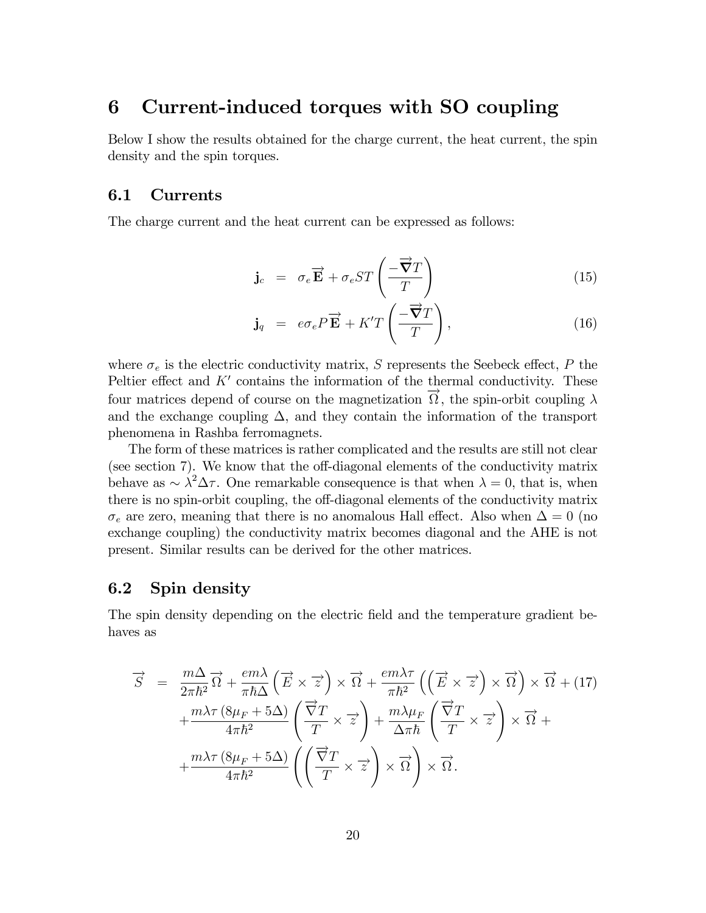# 6 Current-induced torques with SO coupling

Below I show the results obtained for the charge current, the heat current, the spin density and the spin torques.

## 6.1 Currents

The charge current and the heat current can be expressed as follows:

$$
\begin{aligned}
\mathbf{j}_c &= \sigma_e \overrightarrow{\mathbf{E}} + \sigma_e S T \left( \frac{-\overrightarrow{\boldsymbol{\nabla}} T}{T} \right) & (15) \\
\mathbf{j}_q &= e \sigma_e P \overrightarrow{\mathbf{E}} + K' T \left( \frac{-\overrightarrow{\boldsymbol{\nabla}} T}{T} \right), & (16)
\end{aligned}
$$

where $\sigma_e$ is the electric conductivity matrix, $S$ represents the Seebeck effect, $P$ the Peltier effect and $K'$ contains the information of the thermal conductivity. These four matrices depend of course on the magnetization $\overrightarrow{\Omega}$, the spin-orbit coupling $\lambda$ and the exchange coupling $\Delta$, and they contain the information of the transport phenomena in Rashba ferromagnets.

The form of these matrices is rather complicated and the results are still not clear (see section 7). We know that the off-diagonal elements of the conductivity matrix behave as $\sim \lambda^2 \Delta \tau$. One remarkable consequence is that when $\lambda = 0$, that is, when there is no spin-orbit coupling, the off-diagonal elements of the conductivity matrix $\sigma_e$ are zero, meaning that there is no anomalous Hall effect. Also when $\Delta = 0$ (no exchange coupling) the conductivity matrix becomes diagonal and the AHE is not present. Similar results can be derived for the other matrices.

## 6.2 Spin density

The spin density depending on the electric field and the temperature gradient behaves as

$$
\begin{aligned}
\overrightarrow{S} = {} & \frac{m\Delta}{2\pi\hbar^2} \overrightarrow{\Omega} + \frac{em\lambda}{\pi\hbar\Delta} \left( \overrightarrow{E} \times \overrightarrow{z} \right) \times \overrightarrow{\Omega} + \frac{em\lambda\tau}{\pi\hbar^2} \left( \left( \overrightarrow{E} \times \overrightarrow{z} \right) \times \overrightarrow{\Omega} \right) \times \overrightarrow{\Omega} + \\
& + \frac{m\lambda\tau \left(8\mu_F + 5\Delta\right)}{4\pi\hbar^2} \left( \frac{\overrightarrow{\nabla} T}{T} \times \overrightarrow{z} \right) + \frac{m\lambda\mu_F}{\Delta\pi\hbar} \left( \frac{\overrightarrow{\nabla} T}{T} \times \overrightarrow{z} \right) \times \overrightarrow{\Omega} + \\
& + \frac{m\lambda\tau \left(8\mu_F + 5\Delta\right)}{4\pi\hbar^2} \left( \left( \frac{\overrightarrow{\nabla} T}{T} \times \overrightarrow{z} \right) \times \overrightarrow{\Omega} \right) \times \overrightarrow{\Omega}. \qquad (17)
\end{aligned}
$$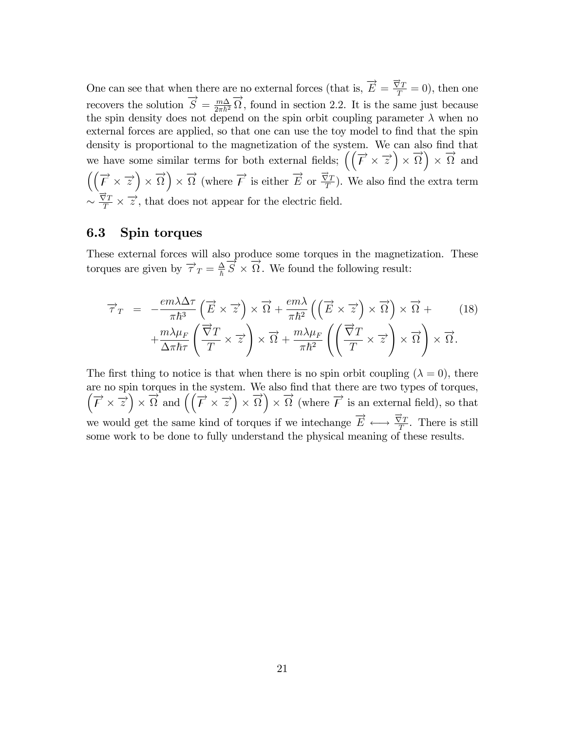One can see that when there are no external forces (that is, $\overrightarrow{E} = \frac{\overrightarrow{\nabla}_T}{T} = 0$), then one recovers the solution $\overrightarrow{S} = \frac{m\Delta}{2\pi\hbar^2}\overrightarrow{\Omega}$, found in section 2.2. It is the same just because the spin density does not depend on the spin orbit coupling parameter $\lambda$ when no external forces are applied, so that one can use the toy model to find that the spin density is proportional to the magnetization of the system. We can also find that we have some similar terms for both external fields; $\left(\left(\overrightarrow{F} \times \overrightarrow{z}\right) \times \overrightarrow{\Omega}\right) \times \overrightarrow{\Omega}$ and $\left(\left(\overrightarrow{F} \times \overrightarrow{z}\right) \times \overrightarrow{\Omega}\right) \times \overrightarrow{\Omega}$ (where $\overrightarrow{F}$ is either $\overrightarrow{E}$ or $\frac{\overrightarrow{\nabla}_T}{T}$). We also find the extra term $\sim \frac{\overrightarrow{\nabla}_T}{T} \times \overrightarrow{z}$, that does not appear for the electric field.

## 6.3 Spin torques

These external forces will also produce some torques in the magnetization. These torques are given by $\overrightarrow{\tau}_T = \frac{\Delta}{\hbar}\overrightarrow{S} \times \overrightarrow{\Omega}$. We found the following result:

$$
\begin{aligned}
\overrightarrow{\tau}_T \;=\; & -\frac{em\lambda\Delta\tau}{\pi\hbar^3}\left(\overrightarrow{E} \times \overrightarrow{z}\right) \times \overrightarrow{\Omega} + \frac{em\lambda}{\pi\hbar^2}\left(\left(\overrightarrow{E} \times \overrightarrow{z}\right) \times \overrightarrow{\Omega}\right) \times \overrightarrow{\Omega} + \\
& + \frac{m\lambda\mu_F}{\Delta\pi\hbar\tau}\left(\frac{\overrightarrow{\nabla}T}{T} \times \overrightarrow{z}\right) \times \overrightarrow{\Omega} + \frac{m\lambda\mu_F}{\pi\hbar^2}\left(\left(\frac{\overrightarrow{\nabla}T}{T} \times \overrightarrow{z}\right) \times \overrightarrow{\Omega}\right) \times \overrightarrow{\Omega}.
\end{aligned}
\tag{18}
$$

The first thing to notice is that when there is no spin orbit coupling ($\lambda = 0$), there are no spin torques in the system. We also find that there are two types of torques, $\left(\overrightarrow{F} \times \overrightarrow{z}\right) \times \overrightarrow{\Omega}$ and $\left(\left(\overrightarrow{F} \times \overrightarrow{z}\right) \times \overrightarrow{\Omega}\right) \times \overrightarrow{\Omega}$ (where $\overrightarrow{F}$ is an external field), so that we would get the same kind of torques if we intechange $\overrightarrow{E} \longleftrightarrow \frac{\overrightarrow{\nabla}_T}{T}$. There is still some work to be done to fully understand the physical meaning of these results.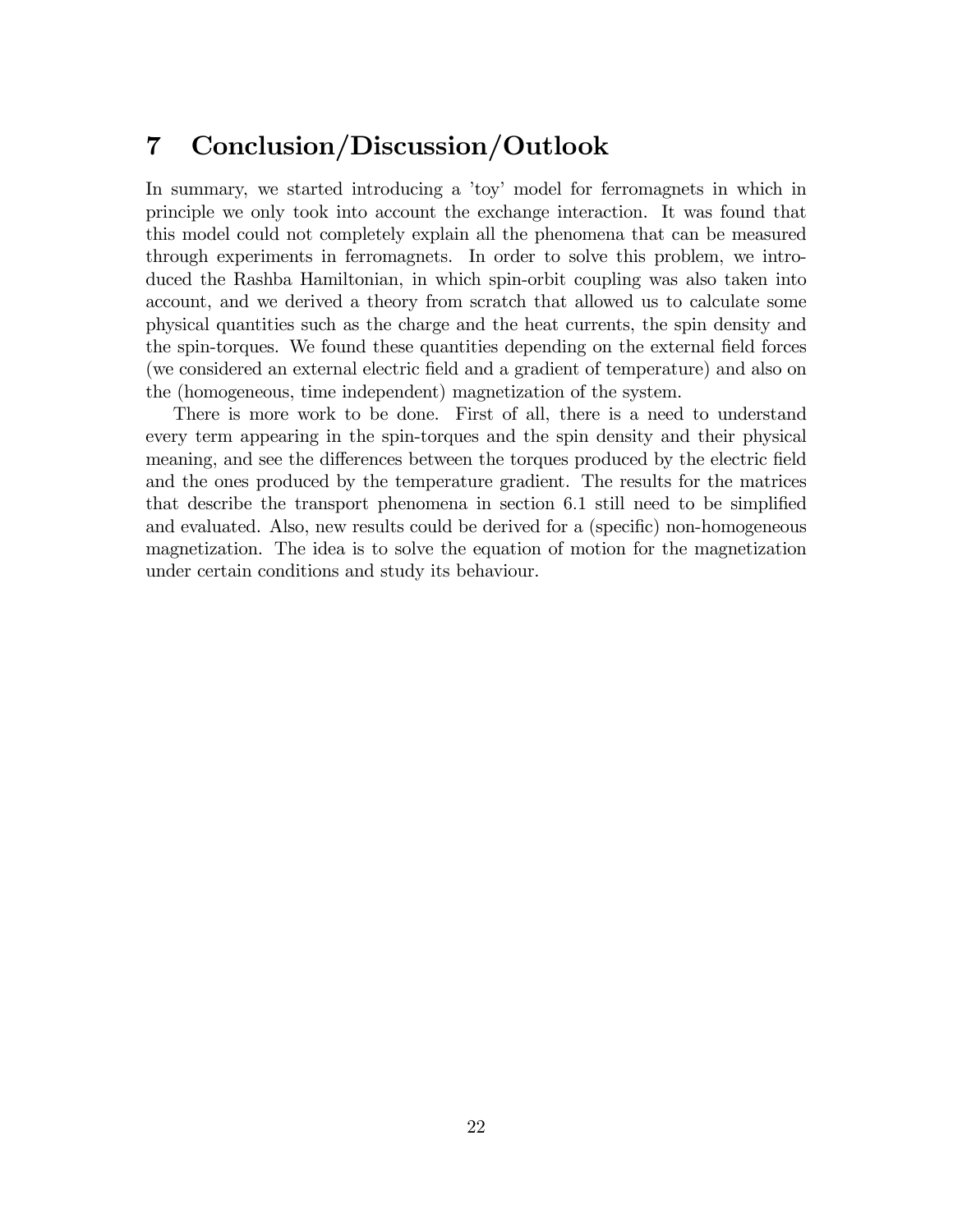# 7 Conclusion/Discussion/Outlook

In summary, we started introducing a 'toy' model for ferromagnets in which in principle we only took into account the exchange interaction. It was found that this model could not completely explain all the phenomena that can be measured through experiments in ferromagnets. In order to solve this problem, we introduced the Rashba Hamiltonian, in which spin-orbit coupling was also taken into account, and we derived a theory from scratch that allowed us to calculate some physical quantities such as the charge and the heat currents, the spin density and the spin-torques. We found these quantities depending on the external field forces (we considered an external electric field and a gradient of temperature) and also on the (homogeneous, time independent) magnetization of the system.

There is more work to be done. First of all, there is a need to understand every term appearing in the spin-torques and the spin density and their physical meaning, and see the differences between the torques produced by the electric field and the ones produced by the temperature gradient. The results for the matrices that describe the transport phenomena in section 6.1 still need to be simplified and evaluated. Also, new results could be derived for a (specific) non-homogeneous magnetization. The idea is to solve the equation of motion for the magnetization under certain conditions and study its behaviour.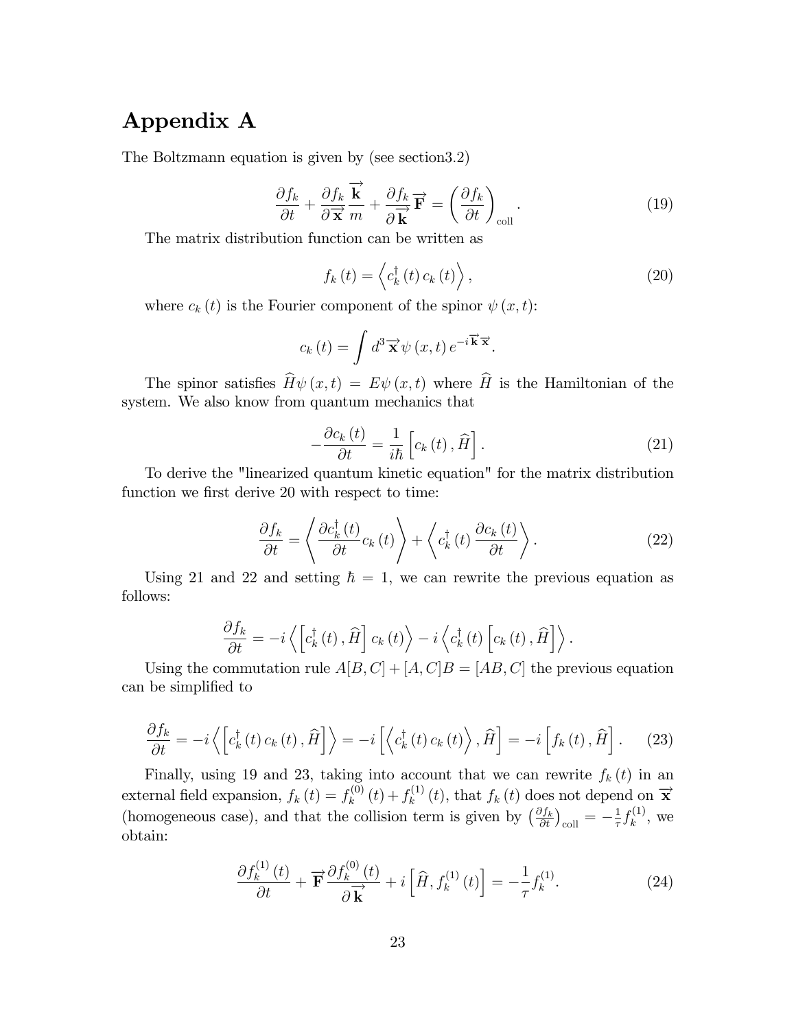# Appendix A

The Boltzmann equation is given by (see section3.2)

$$\frac{\partial f_k}{\partial t} + \frac{\partial f_k}{\partial \overrightarrow{\mathbf{x}}} \frac{\overrightarrow{\mathbf{k}}}{m} + \frac{\partial f_k}{\partial \overrightarrow{\mathbf{k}}} \overrightarrow{\mathbf{F}} = \left( \frac{\partial f_k}{\partial t} \right)_{\text{coll}}. \tag{19}$$

The matrix distribution function can be written as

$$f_k(t) = \left\langle c_k^\dagger(t) \, c_k(t) \right\rangle, \tag{20}$$

where $c_k(t)$ is the Fourier component of the spinor $\psi(x,t)$:

$$c_k(t) = \int d^3\overrightarrow{\mathbf{x}} \, \psi(x,t) \, e^{-i\overrightarrow{\mathbf{k}}\,\overrightarrow{\mathbf{x}}}.$$

The spinor satisfies $\widehat{H}\psi(x,t) = E\psi(x,t)$ where $\widehat{H}$ is the Hamiltonian of the system. We also know from quantum mechanics that

$$-\frac{\partial c_k(t)}{\partial t} = \frac{1}{i\hbar} \left[ c_k(t), \widehat{H} \right]. \tag{21}$$

To derive the "linearized quantum kinetic equation" for the matrix distribution function we first derive 20 with respect to time:

$$\frac{\partial f_k}{\partial t} = \left\langle \frac{\partial c_k^\dagger(t)}{\partial t} c_k(t) \right\rangle + \left\langle c_k^\dagger(t) \, \frac{\partial c_k(t)}{\partial t} \right\rangle. \tag{22}$$

Using 21 and 22 and setting $\hbar = 1$, we can rewrite the previous equation as follows:

$$\frac{\partial f_k}{\partial t} = -i \left\langle \left[ c_k^\dagger(t), \widehat{H} \right] c_k(t) \right\rangle - i \left\langle c_k^\dagger(t) \left[ c_k(t), \widehat{H} \right] \right\rangle.$$

Using the commutation rule $A[B,C] + [A,C]B = [AB,C]$ the previous equation can be simplified to

$$\frac{\partial f_k}{\partial t} = -i \left\langle \left[ c_k^\dagger(t) \, c_k(t), \widehat{H} \right] \right\rangle = -i \left[ \left\langle c_k^\dagger(t) \, c_k(t) \right\rangle, \widehat{H} \right] = -i \left[ f_k(t), \widehat{H} \right]. \tag{23}$$

Finally, using 19 and 23, taking into account that we can rewrite $f_k(t)$ in an external field expansion, $f_k(t) = f_k^{(0)}(t) + f_k^{(1)}(t)$, that $f_k(t)$ does not depend on $\overrightarrow{\mathbf{x}}$ (homogeneous case), and that the collision term is given by $\left(\frac{\partial f_k}{\partial t}\right)_{\text{coll}} = -\frac{1}{\tau} f_k^{(1)}$, we obtain:

$$\frac{\partial f_k^{(1)}(t)}{\partial t} + \overrightarrow{\mathbf{F}} \frac{\partial f_k^{(0)}(t)}{\partial \overrightarrow{\mathbf{k}}} + i \left[ \widehat{H}, f_k^{(1)}(t) \right] = -\frac{1}{\tau} f_k^{(1)}. \tag{24}$$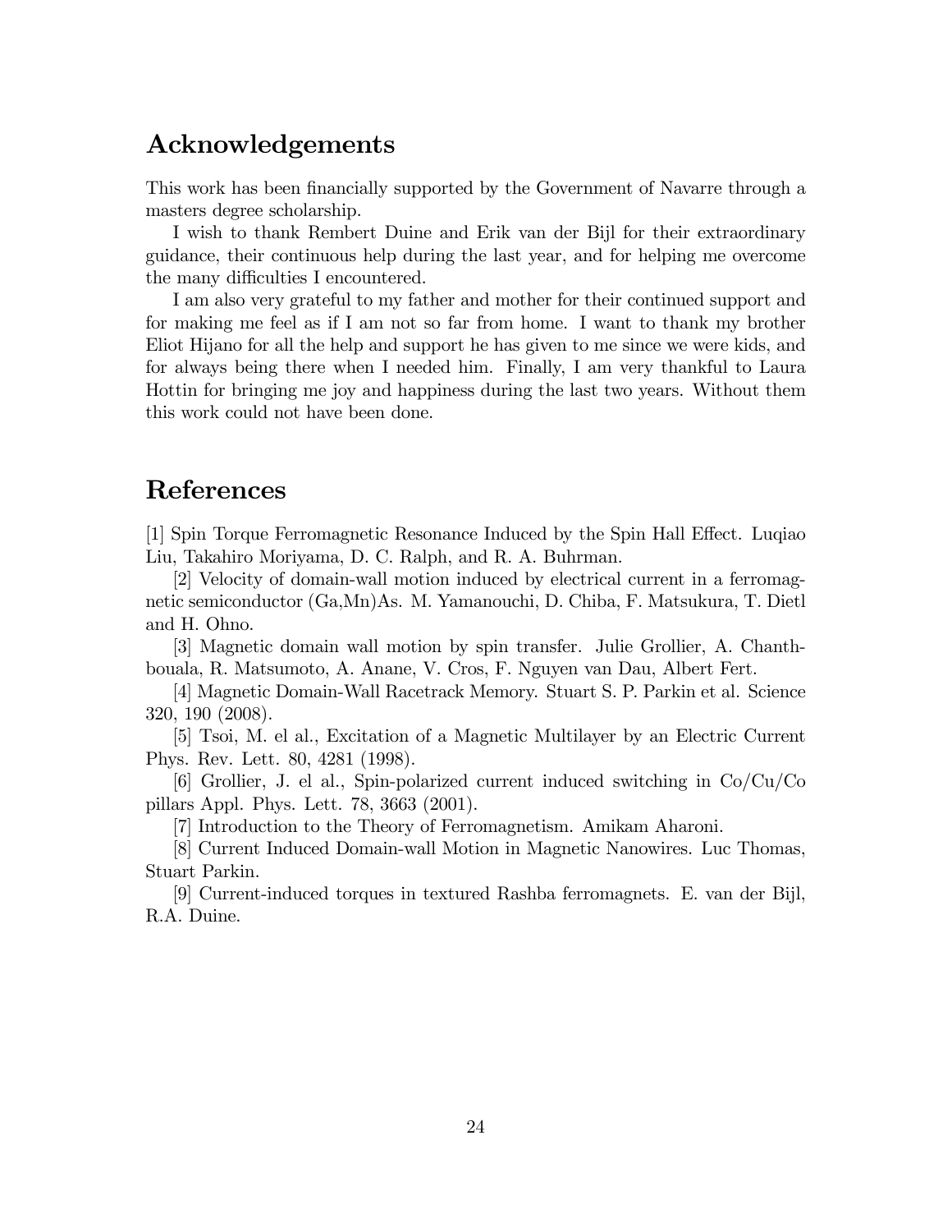## Acknowledgements

This work has been financially supported by the Government of Navarre through a masters degree scholarship.

I wish to thank Rembert Duine and Erik van der Bijl for their extraordinary guidance, their continuous help during the last year, and for helping me overcome the many difficulties I encountered.

I am also very grateful to my father and mother for their continued support and for making me feel as if I am not so far from home. I want to thank my brother Eliot Hijano for all the help and support he has given to me since we were kids, and for always being there when I needed him. Finally, I am very thankful to Laura Hottin for bringing me joy and happiness during the last two years. Without them this work could not have been done.

## References

[1] Spin Torque Ferromagnetic Resonance Induced by the Spin Hall Effect. Luqiao Liu, Takahiro Moriyama, D. C. Ralph, and R. A. Buhrman.

[2] Velocity of domain-wall motion induced by electrical current in a ferromagnetic semiconductor (Ga,Mn)As. M. Yamanouchi, D. Chiba, F. Matsukura, T. Dietl and H. Ohno.

[3] Magnetic domain wall motion by spin transfer. Julie Grollier, A. Chanthbouala, R. Matsumoto, A. Anane, V. Cros, F. Nguyen van Dau, Albert Fert.

[4] Magnetic Domain-Wall Racetrack Memory. Stuart S. P. Parkin et al. Science 320, 190 (2008).

[5] Tsoi, M. el al., Excitation of a Magnetic Multilayer by an Electric Current Phys. Rev. Lett. 80, 4281 (1998).

[6] Grollier, J. el al., Spin-polarized current induced switching in Co/Cu/Co pillars Appl. Phys. Lett. 78, 3663 (2001).

[7] Introduction to the Theory of Ferromagnetism. Amikam Aharoni.

[8] Current Induced Domain-wall Motion in Magnetic Nanowires. Luc Thomas, Stuart Parkin.

[9] Current-induced torques in textured Rashba ferromagnets. E. van der Bijl, R.A. Duine.